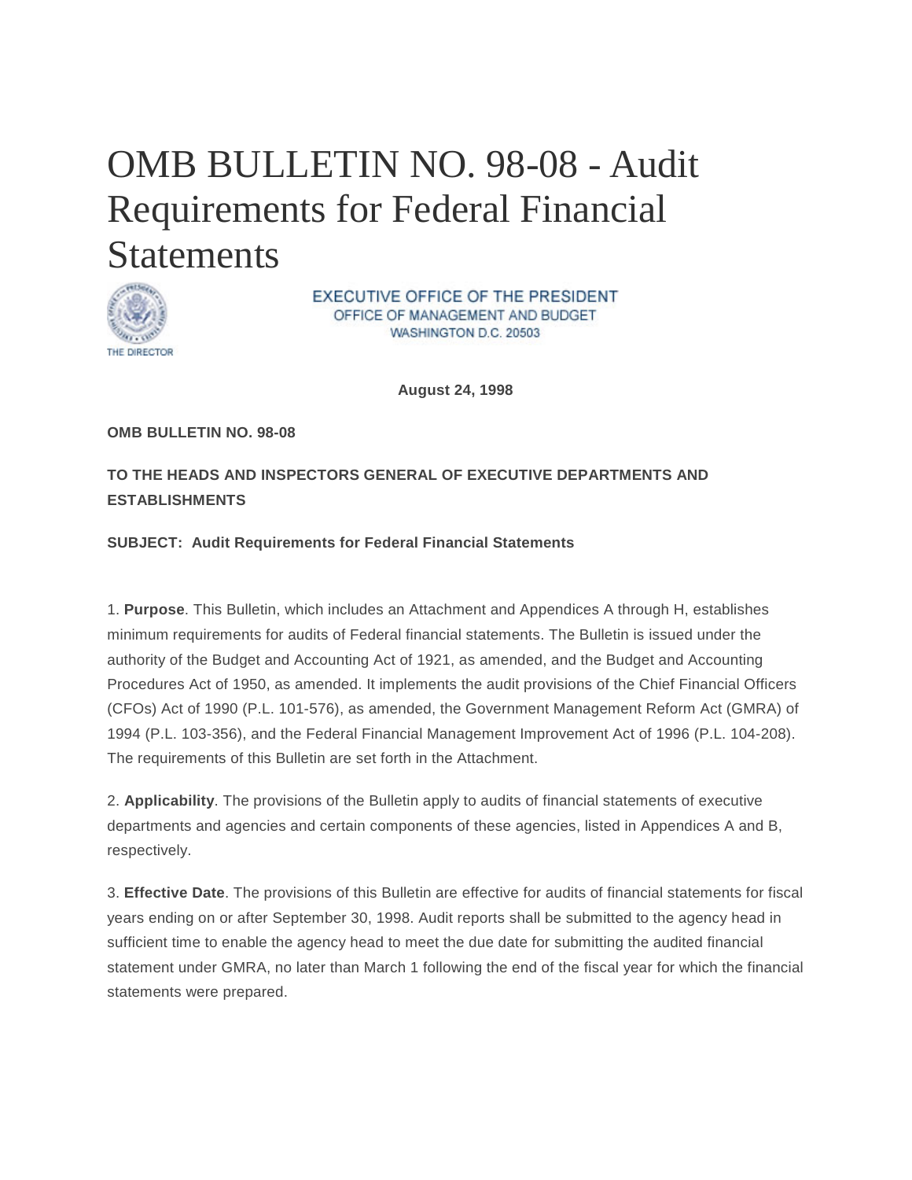# OMB BULLETIN NO. 98-08 - Audit Requirements for Federal Financial Statements

EXECUTIVE OFFICE OF THE PRESIDENT
OFFICE OF MANAGEMENT AND BUDGET
WASHINGTON D.C. 20503

THE DIRECTOR

**August 24, 1998**

**OMB BULLETIN NO. 98-08**

**TO THE HEADS AND INSPECTORS GENERAL OF EXECUTIVE DEPARTMENTS AND ESTABLISHMENTS**

**SUBJECT: Audit Requirements for Federal Financial Statements**

1. **Purpose**. This Bulletin, which includes an Attachment and Appendices A through H, establishes minimum requirements for audits of Federal financial statements. The Bulletin is issued under the authority of the Budget and Accounting Act of 1921, as amended, and the Budget and Accounting Procedures Act of 1950, as amended. It implements the audit provisions of the Chief Financial Officers (CFOs) Act of 1990 (P.L. 101-576), as amended, the Government Management Reform Act (GMRA) of 1994 (P.L. 103-356), and the Federal Financial Management Improvement Act of 1996 (P.L. 104-208). The requirements of this Bulletin are set forth in the Attachment.

2. **Applicability**. The provisions of the Bulletin apply to audits of financial statements of executive departments and agencies and certain components of these agencies, listed in Appendices A and B, respectively.

3. **Effective Date**. The provisions of this Bulletin are effective for audits of financial statements for fiscal years ending on or after September 30, 1998. Audit reports shall be submitted to the agency head in sufficient time to enable the agency head to meet the due date for submitting the audited financial statement under GMRA, no later than March 1 following the end of the fiscal year for which the financial statements were prepared.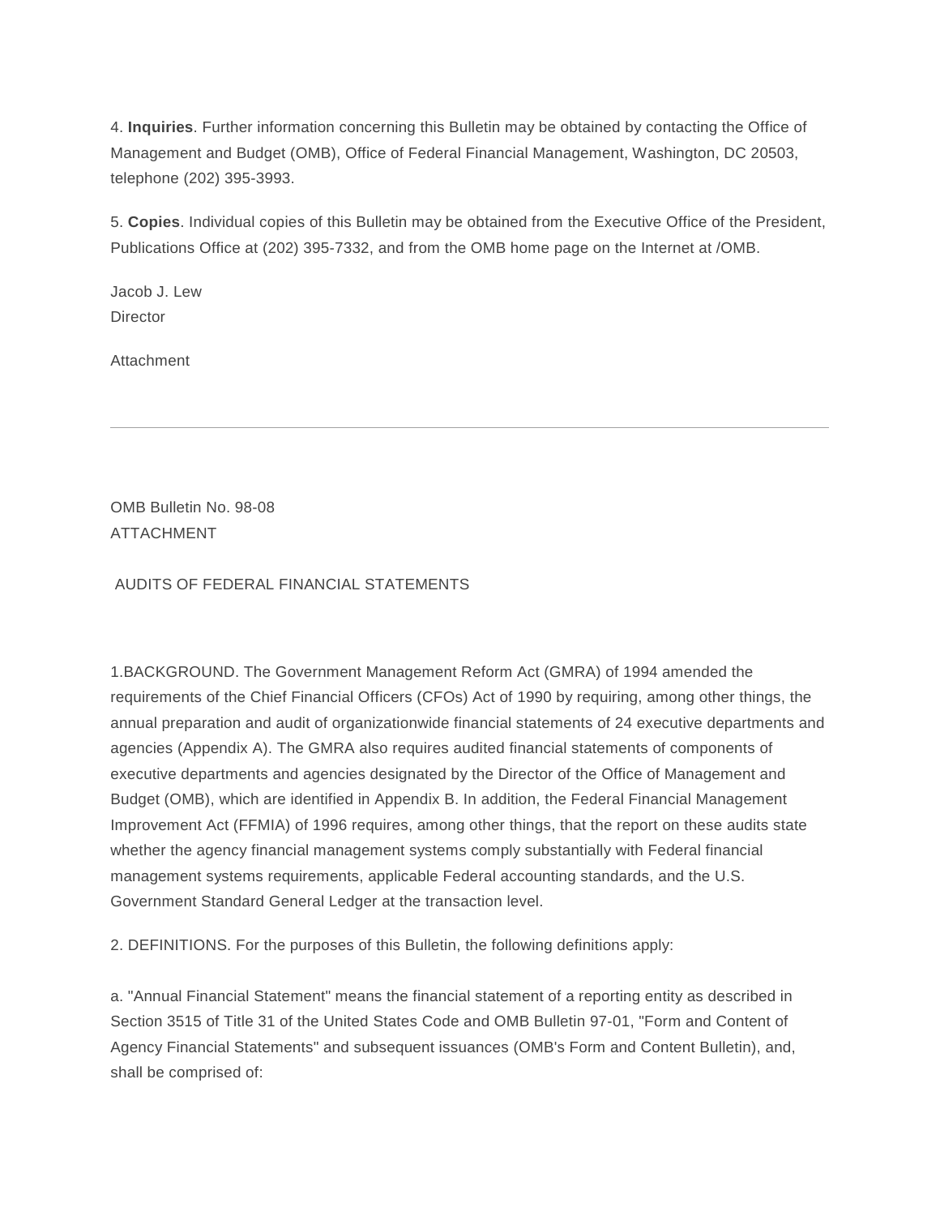4. **Inquiries**. Further information concerning this Bulletin may be obtained by contacting the Office of Management and Budget (OMB), Office of Federal Financial Management, Washington, DC 20503, telephone (202) 395-3993.

5. **Copies**. Individual copies of this Bulletin may be obtained from the Executive Office of the President, Publications Office at (202) 395-7332, and from the OMB home page on the Internet at /OMB.

Jacob J. Lew
Director

Attachment

---

OMB Bulletin No. 98-08
ATTACHMENT

AUDITS OF FEDERAL FINANCIAL STATEMENTS

1.BACKGROUND. The Government Management Reform Act (GMRA) of 1994 amended the requirements of the Chief Financial Officers (CFOs) Act of 1990 by requiring, among other things, the annual preparation and audit of organizationwide financial statements of 24 executive departments and agencies (Appendix A). The GMRA also requires audited financial statements of components of executive departments and agencies designated by the Director of the Office of Management and Budget (OMB), which are identified in Appendix B. In addition, the Federal Financial Management Improvement Act (FFMIA) of 1996 requires, among other things, that the report on these audits state whether the agency financial management systems comply substantially with Federal financial management systems requirements, applicable Federal accounting standards, and the U.S. Government Standard General Ledger at the transaction level.

2. DEFINITIONS. For the purposes of this Bulletin, the following definitions apply:

a. "Annual Financial Statement" means the financial statement of a reporting entity as described in Section 3515 of Title 31 of the United States Code and OMB Bulletin 97-01, "Form and Content of Agency Financial Statements" and subsequent issuances (OMB's Form and Content Bulletin), and, shall be comprised of: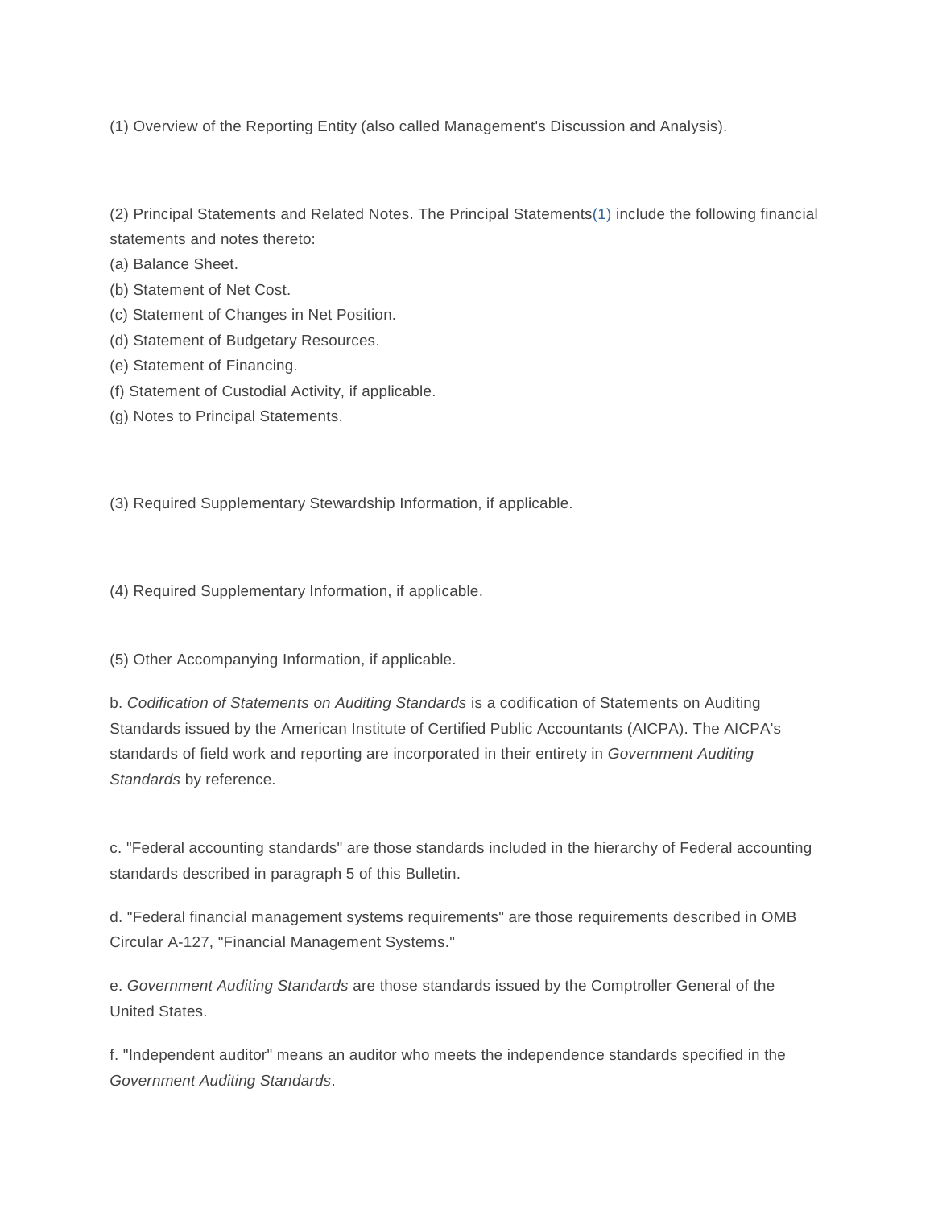(1) Overview of the Reporting Entity (also called Management's Discussion and Analysis).

(2) Principal Statements and Related Notes. The Principal Statements[(1)] include the following financial statements and notes thereto:

(a) Balance Sheet.

(b) Statement of Net Cost.

(c) Statement of Changes in Net Position.

(d) Statement of Budgetary Resources.

(e) Statement of Financing.

(f) Statement of Custodial Activity, if applicable.

(g) Notes to Principal Statements.

(3) Required Supplementary Stewardship Information, if applicable.

(4) Required Supplementary Information, if applicable.

(5) Other Accompanying Information, if applicable.

b. *Codification of Statements on Auditing Standards* is a codification of Statements on Auditing Standards issued by the American Institute of Certified Public Accountants (AICPA). The AICPA's standards of field work and reporting are incorporated in their entirety in *Government Auditing Standards* by reference.

c. "Federal accounting standards" are those standards included in the hierarchy of Federal accounting standards described in paragraph 5 of this Bulletin.

d. "Federal financial management systems requirements" are those requirements described in OMB Circular A-127, "Financial Management Systems."

e. *Government Auditing Standards* are those standards issued by the Comptroller General of the United States.

f. "Independent auditor" means an auditor who meets the independence standards specified in the *Government Auditing Standards*.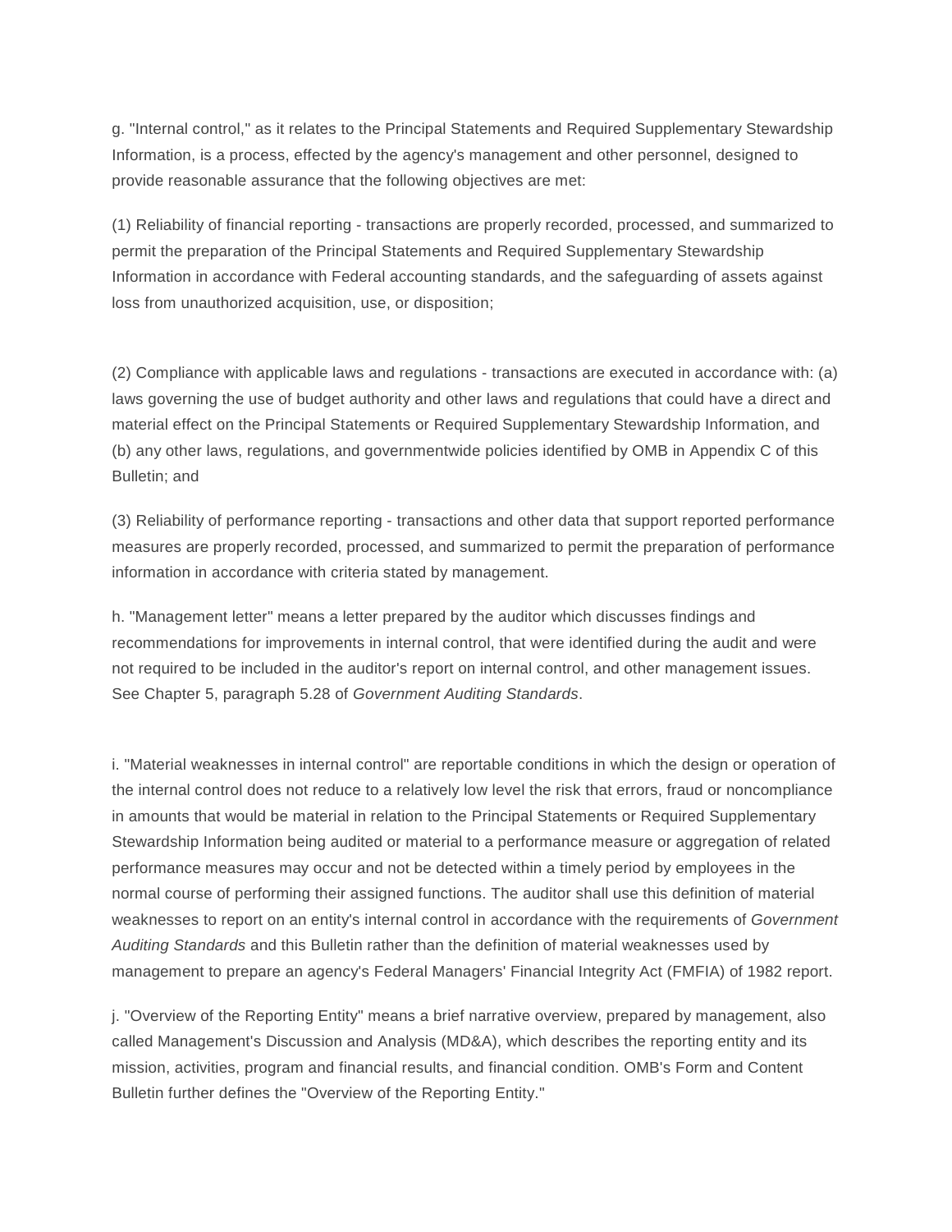g. "Internal control," as it relates to the Principal Statements and Required Supplementary Stewardship Information, is a process, effected by the agency's management and other personnel, designed to provide reasonable assurance that the following objectives are met:

(1) Reliability of financial reporting - transactions are properly recorded, processed, and summarized to permit the preparation of the Principal Statements and Required Supplementary Stewardship Information in accordance with Federal accounting standards, and the safeguarding of assets against loss from unauthorized acquisition, use, or disposition;

(2) Compliance with applicable laws and regulations - transactions are executed in accordance with: (a) laws governing the use of budget authority and other laws and regulations that could have a direct and material effect on the Principal Statements or Required Supplementary Stewardship Information, and (b) any other laws, regulations, and governmentwide policies identified by OMB in Appendix C of this Bulletin; and

(3) Reliability of performance reporting - transactions and other data that support reported performance measures are properly recorded, processed, and summarized to permit the preparation of performance information in accordance with criteria stated by management.

h. "Management letter" means a letter prepared by the auditor which discusses findings and recommendations for improvements in internal control, that were identified during the audit and were not required to be included in the auditor's report on internal control, and other management issues. See Chapter 5, paragraph 5.28 of *Government Auditing Standards*.

i. "Material weaknesses in internal control" are reportable conditions in which the design or operation of the internal control does not reduce to a relatively low level the risk that errors, fraud or noncompliance in amounts that would be material in relation to the Principal Statements or Required Supplementary Stewardship Information being audited or material to a performance measure or aggregation of related performance measures may occur and not be detected within a timely period by employees in the normal course of performing their assigned functions. The auditor shall use this definition of material weaknesses to report on an entity's internal control in accordance with the requirements of *Government Auditing Standards* and this Bulletin rather than the definition of material weaknesses used by management to prepare an agency's Federal Managers' Financial Integrity Act (FMFIA) of 1982 report.

j. "Overview of the Reporting Entity" means a brief narrative overview, prepared by management, also called Management's Discussion and Analysis (MD&A), which describes the reporting entity and its mission, activities, program and financial results, and financial condition. OMB's Form and Content Bulletin further defines the "Overview of the Reporting Entity."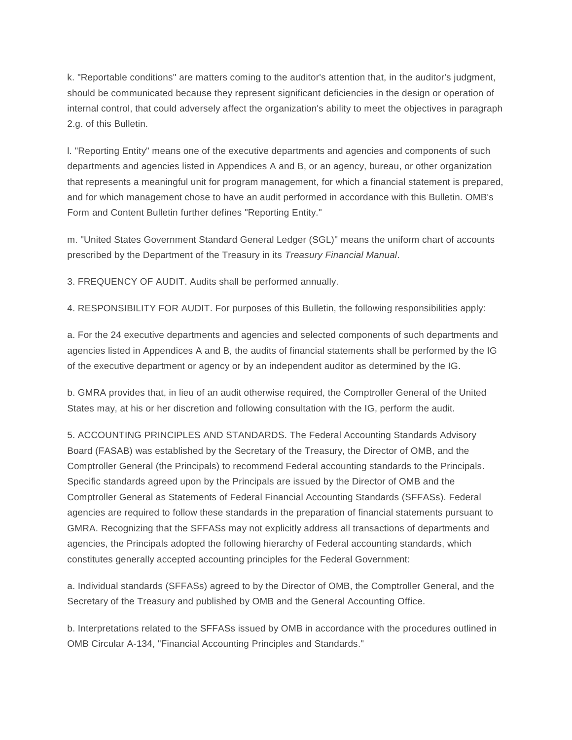k. "Reportable conditions" are matters coming to the auditor's attention that, in the auditor's judgment, should be communicated because they represent significant deficiencies in the design or operation of internal control, that could adversely affect the organization's ability to meet the objectives in paragraph 2.g. of this Bulletin.

l. "Reporting Entity" means one of the executive departments and agencies and components of such departments and agencies listed in Appendices A and B, or an agency, bureau, or other organization that represents a meaningful unit for program management, for which a financial statement is prepared, and for which management chose to have an audit performed in accordance with this Bulletin. OMB's Form and Content Bulletin further defines "Reporting Entity."

m. "United States Government Standard General Ledger (SGL)" means the uniform chart of accounts prescribed by the Department of the Treasury in its *Treasury Financial Manual*.

3. FREQUENCY OF AUDIT. Audits shall be performed annually.

4. RESPONSIBILITY FOR AUDIT. For purposes of this Bulletin, the following responsibilities apply:

a. For the 24 executive departments and agencies and selected components of such departments and agencies listed in Appendices A and B, the audits of financial statements shall be performed by the IG of the executive department or agency or by an independent auditor as determined by the IG.

b. GMRA provides that, in lieu of an audit otherwise required, the Comptroller General of the United States may, at his or her discretion and following consultation with the IG, perform the audit.

5. ACCOUNTING PRINCIPLES AND STANDARDS. The Federal Accounting Standards Advisory Board (FASAB) was established by the Secretary of the Treasury, the Director of OMB, and the Comptroller General (the Principals) to recommend Federal accounting standards to the Principals. Specific standards agreed upon by the Principals are issued by the Director of OMB and the Comptroller General as Statements of Federal Financial Accounting Standards (SFFASs). Federal agencies are required to follow these standards in the preparation of financial statements pursuant to GMRA. Recognizing that the SFFASs may not explicitly address all transactions of departments and agencies, the Principals adopted the following hierarchy of Federal accounting standards, which constitutes generally accepted accounting principles for the Federal Government:

a. Individual standards (SFFASs) agreed to by the Director of OMB, the Comptroller General, and the Secretary of the Treasury and published by OMB and the General Accounting Office.

b. Interpretations related to the SFFASs issued by OMB in accordance with the procedures outlined in OMB Circular A-134, "Financial Accounting Principles and Standards."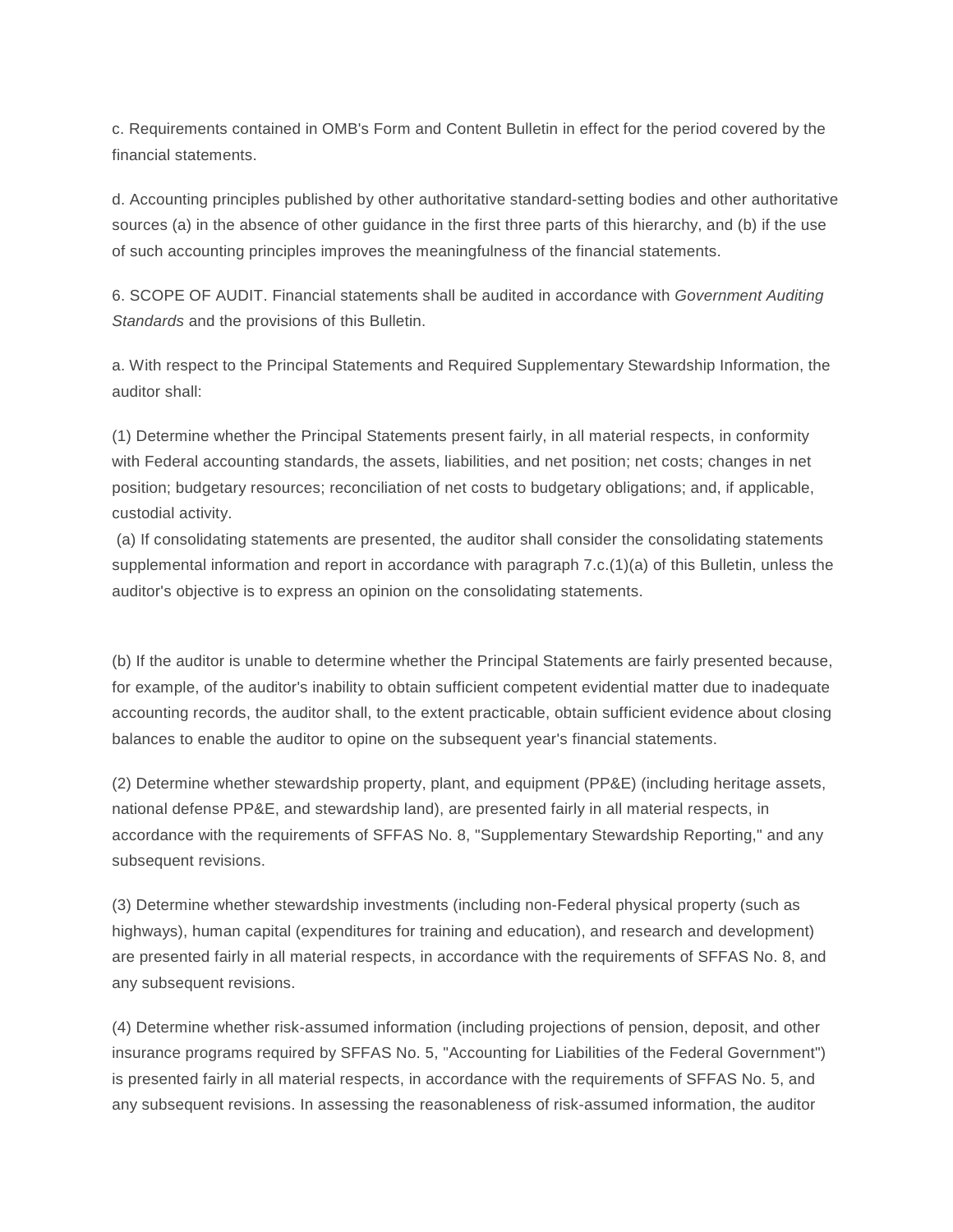c. Requirements contained in OMB's Form and Content Bulletin in effect for the period covered by the financial statements.

d. Accounting principles published by other authoritative standard-setting bodies and other authoritative sources (a) in the absence of other guidance in the first three parts of this hierarchy, and (b) if the use of such accounting principles improves the meaningfulness of the financial statements.

6. SCOPE OF AUDIT. Financial statements shall be audited in accordance with *Government Auditing Standards* and the provisions of this Bulletin.

a. With respect to the Principal Statements and Required Supplementary Stewardship Information, the auditor shall:

(1) Determine whether the Principal Statements present fairly, in all material respects, in conformity with Federal accounting standards, the assets, liabilities, and net position; net costs; changes in net position; budgetary resources; reconciliation of net costs to budgetary obligations; and, if applicable, custodial activity.

(a) If consolidating statements are presented, the auditor shall consider the consolidating statements supplemental information and report in accordance with paragraph 7.c.(1)(a) of this Bulletin, unless the auditor's objective is to express an opinion on the consolidating statements.

(b) If the auditor is unable to determine whether the Principal Statements are fairly presented because, for example, of the auditor's inability to obtain sufficient competent evidential matter due to inadequate accounting records, the auditor shall, to the extent practicable, obtain sufficient evidence about closing balances to enable the auditor to opine on the subsequent year's financial statements.

(2) Determine whether stewardship property, plant, and equipment (PP&E) (including heritage assets, national defense PP&E, and stewardship land), are presented fairly in all material respects, in accordance with the requirements of SFFAS No. 8, "Supplementary Stewardship Reporting," and any subsequent revisions.

(3) Determine whether stewardship investments (including non-Federal physical property (such as highways), human capital (expenditures for training and education), and research and development) are presented fairly in all material respects, in accordance with the requirements of SFFAS No. 8, and any subsequent revisions.

(4) Determine whether risk-assumed information (including projections of pension, deposit, and other insurance programs required by SFFAS No. 5, "Accounting for Liabilities of the Federal Government") is presented fairly in all material respects, in accordance with the requirements of SFFAS No. 5, and any subsequent revisions. In assessing the reasonableness of risk-assumed information, the auditor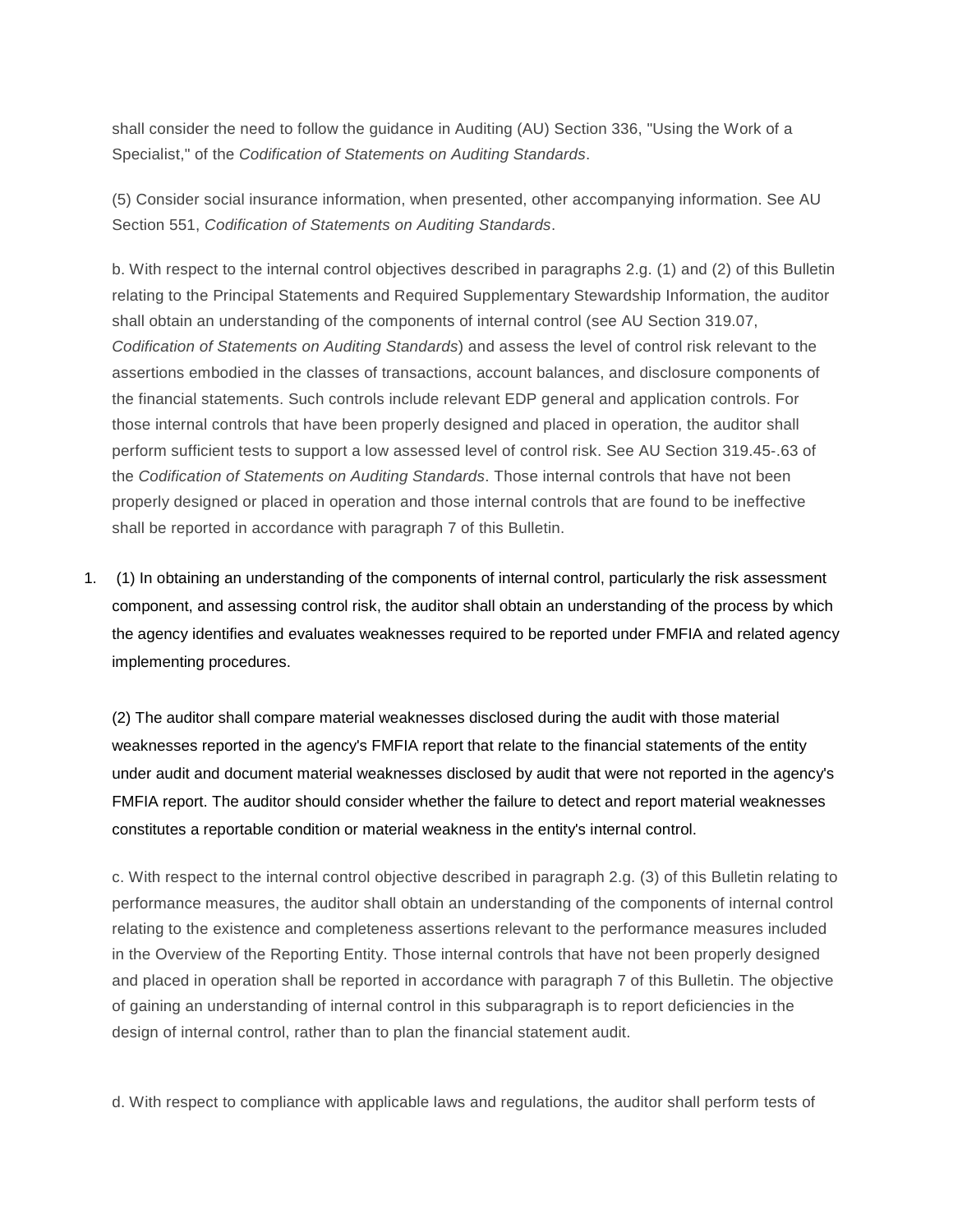shall consider the need to follow the guidance in Auditing (AU) Section 336, "Using the Work of a Specialist," of the *Codification of Statements on Auditing Standards*.

(5) Consider social insurance information, when presented, other accompanying information. See AU Section 551, *Codification of Statements on Auditing Standards*.

b. With respect to the internal control objectives described in paragraphs 2.g. (1) and (2) of this Bulletin relating to the Principal Statements and Required Supplementary Stewardship Information, the auditor shall obtain an understanding of the components of internal control (see AU Section 319.07, *Codification of Statements on Auditing Standards*) and assess the level of control risk relevant to the assertions embodied in the classes of transactions, account balances, and disclosure components of the financial statements. Such controls include relevant EDP general and application controls. For those internal controls that have been properly designed and placed in operation, the auditor shall perform sufficient tests to support a low assessed level of control risk. See AU Section 319.45-.63 of the *Codification of Statements on Auditing Standards*. Those internal controls that have not been properly designed or placed in operation and those internal controls that are found to be ineffective shall be reported in accordance with paragraph 7 of this Bulletin.

1. (1) In obtaining an understanding of the components of internal control, particularly the risk assessment component, and assessing control risk, the auditor shall obtain an understanding of the process by which the agency identifies and evaluates weaknesses required to be reported under FMFIA and related agency implementing procedures.

   (2) The auditor shall compare material weaknesses disclosed during the audit with those material weaknesses reported in the agency's FMFIA report that relate to the financial statements of the entity under audit and document material weaknesses disclosed by audit that were not reported in the agency's FMFIA report. The auditor should consider whether the failure to detect and report material weaknesses constitutes a reportable condition or material weakness in the entity's internal control.

c. With respect to the internal control objective described in paragraph 2.g. (3) of this Bulletin relating to performance measures, the auditor shall obtain an understanding of the components of internal control relating to the existence and completeness assertions relevant to the performance measures included in the Overview of the Reporting Entity. Those internal controls that have not been properly designed and placed in operation shall be reported in accordance with paragraph 7 of this Bulletin. The objective of gaining an understanding of internal control in this subparagraph is to report deficiencies in the design of internal control, rather than to plan the financial statement audit.

d. With respect to compliance with applicable laws and regulations, the auditor shall perform tests of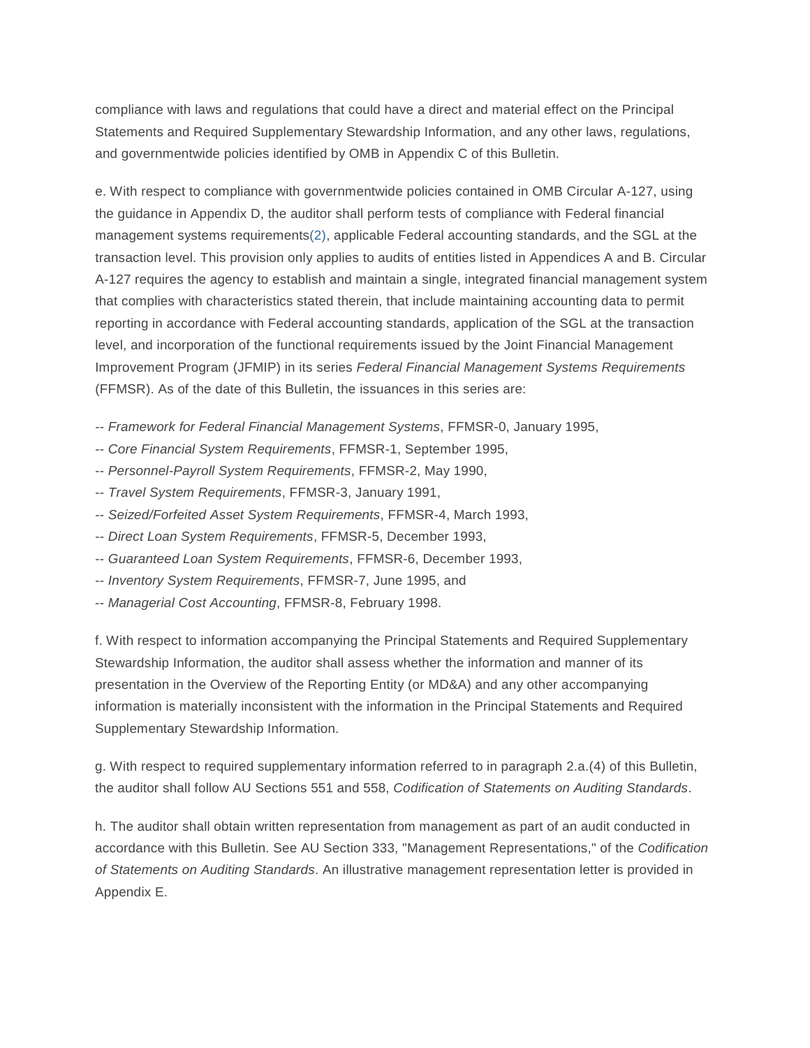compliance with laws and regulations that could have a direct and material effect on the Principal Statements and Required Supplementary Stewardship Information, and any other laws, regulations, and governmentwide policies identified by OMB in Appendix C of this Bulletin.

e. With respect to compliance with governmentwide policies contained in OMB Circular A-127, using the guidance in Appendix D, the auditor shall perform tests of compliance with Federal financial management systems requirements(2), applicable Federal accounting standards, and the SGL at the transaction level. This provision only applies to audits of entities listed in Appendices A and B. Circular A-127 requires the agency to establish and maintain a single, integrated financial management system that complies with characteristics stated therein, that include maintaining accounting data to permit reporting in accordance with Federal accounting standards, application of the SGL at the transaction level, and incorporation of the functional requirements issued by the Joint Financial Management Improvement Program (JFMIP) in its series *Federal Financial Management Systems Requirements* (FFMSR). As of the date of this Bulletin, the issuances in this series are:

-- *Framework for Federal Financial Management Systems*, FFMSR-0, January 1995,
-- *Core Financial System Requirements*, FFMSR-1, September 1995,
-- *Personnel-Payroll System Requirements*, FFMSR-2, May 1990,
-- *Travel System Requirements*, FFMSR-3, January 1991,
-- *Seized/Forfeited Asset System Requirements*, FFMSR-4, March 1993,
-- *Direct Loan System Requirements*, FFMSR-5, December 1993,
-- *Guaranteed Loan System Requirements*, FFMSR-6, December 1993,
-- *Inventory System Requirements*, FFMSR-7, June 1995, and
-- *Managerial Cost Accounting*, FFMSR-8, February 1998.

f. With respect to information accompanying the Principal Statements and Required Supplementary Stewardship Information, the auditor shall assess whether the information and manner of its presentation in the Overview of the Reporting Entity (or MD&A) and any other accompanying information is materially inconsistent with the information in the Principal Statements and Required Supplementary Stewardship Information.

g. With respect to required supplementary information referred to in paragraph 2.a.(4) of this Bulletin, the auditor shall follow AU Sections 551 and 558, *Codification of Statements on Auditing Standards*.

h. The auditor shall obtain written representation from management as part of an audit conducted in accordance with this Bulletin. See AU Section 333, "Management Representations," of the *Codification of Statements on Auditing Standards*. An illustrative management representation letter is provided in Appendix E.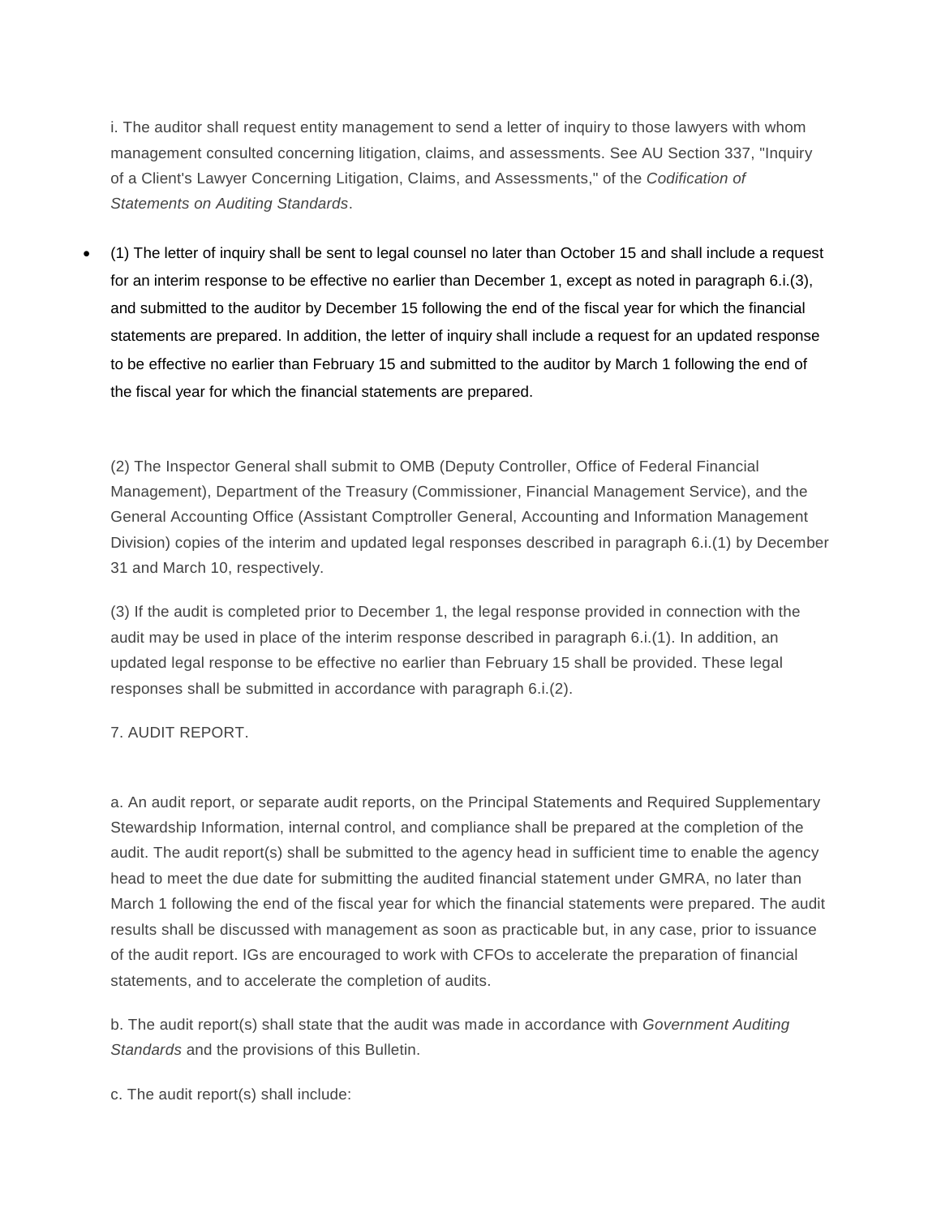i. The auditor shall request entity management to send a letter of inquiry to those lawyers with whom management consulted concerning litigation, claims, and assessments. See AU Section 337, "Inquiry of a Client's Lawyer Concerning Litigation, Claims, and Assessments," of the *Codification of Statements on Auditing Standards*.

- (1) The letter of inquiry shall be sent to legal counsel no later than October 15 and shall include a request for an interim response to be effective no earlier than December 1, except as noted in paragraph 6.i.(3), and submitted to the auditor by December 15 following the end of the fiscal year for which the financial statements are prepared. In addition, the letter of inquiry shall include a request for an updated response to be effective no earlier than February 15 and submitted to the auditor by March 1 following the end of the fiscal year for which the financial statements are prepared.

(2) The Inspector General shall submit to OMB (Deputy Controller, Office of Federal Financial Management), Department of the Treasury (Commissioner, Financial Management Service), and the General Accounting Office (Assistant Comptroller General, Accounting and Information Management Division) copies of the interim and updated legal responses described in paragraph 6.i.(1) by December 31 and March 10, respectively.

(3) If the audit is completed prior to December 1, the legal response provided in connection with the audit may be used in place of the interim response described in paragraph 6.i.(1). In addition, an updated legal response to be effective no earlier than February 15 shall be provided. These legal responses shall be submitted in accordance with paragraph 6.i.(2).

7. AUDIT REPORT.

a. An audit report, or separate audit reports, on the Principal Statements and Required Supplementary Stewardship Information, internal control, and compliance shall be prepared at the completion of the audit. The audit report(s) shall be submitted to the agency head in sufficient time to enable the agency head to meet the due date for submitting the audited financial statement under GMRA, no later than March 1 following the end of the fiscal year for which the financial statements were prepared. The audit results shall be discussed with management as soon as practicable but, in any case, prior to issuance of the audit report. IGs are encouraged to work with CFOs to accelerate the preparation of financial statements, and to accelerate the completion of audits.

b. The audit report(s) shall state that the audit was made in accordance with *Government Auditing Standards* and the provisions of this Bulletin.

c. The audit report(s) shall include: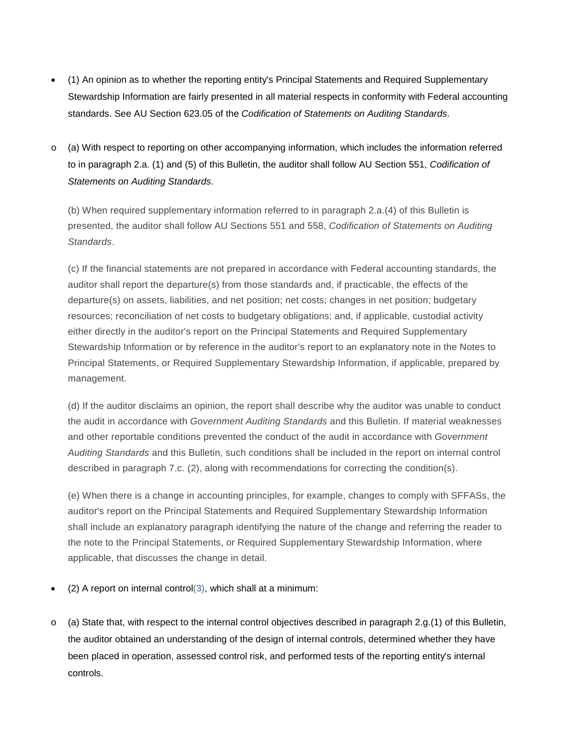- (1) An opinion as to whether the reporting entity's Principal Statements and Required Supplementary Stewardship Information are fairly presented in all material respects in conformity with Federal accounting standards. See AU Section 623.05 of the *Codification of Statements on Auditing Standards*.

    - (a) With respect to reporting on other accompanying information, which includes the information referred to in paragraph 2.a. (1) and (5) of this Bulletin, the auditor shall follow AU Section 551, *Codification of Statements on Auditing Standards*.

      (b) When required supplementary information referred to in paragraph 2.a.(4) of this Bulletin is presented, the auditor shall follow AU Sections 551 and 558, *Codification of Statements on Auditing Standards*.

      (c) If the financial statements are not prepared in accordance with Federal accounting standards, the auditor shall report the departure(s) from those standards and, if practicable, the effects of the departure(s) on assets, liabilities, and net position; net costs; changes in net position; budgetary resources; reconciliation of net costs to budgetary obligations; and, if applicable, custodial activity either directly in the auditor's report on the Principal Statements and Required Supplementary Stewardship Information or by reference in the auditor's report to an explanatory note in the Notes to Principal Statements, or Required Supplementary Stewardship Information, if applicable, prepared by management.

      (d) If the auditor disclaims an opinion, the report shall describe why the auditor was unable to conduct the audit in accordance with *Government Auditing Standards* and this Bulletin. If material weaknesses and other reportable conditions prevented the conduct of the audit in accordance with *Government Auditing Standards* and this Bulletin, such conditions shall be included in the report on internal control described in paragraph 7.c. (2), along with recommendations for correcting the condition(s).

      (e) When there is a change in accounting principles, for example, changes to comply with SFFASs, the auditor's report on the Principal Statements and Required Supplementary Stewardship Information shall include an explanatory paragraph identifying the nature of the change and referring the reader to the note to the Principal Statements, or Required Supplementary Stewardship Information, where applicable, that discusses the change in detail.

- (2) A report on internal control(3), which shall at a minimum:

    - (a) State that, with respect to the internal control objectives described in paragraph 2.g.(1) of this Bulletin, the auditor obtained an understanding of the design of internal controls, determined whether they have been placed in operation, assessed control risk, and performed tests of the reporting entity's internal controls.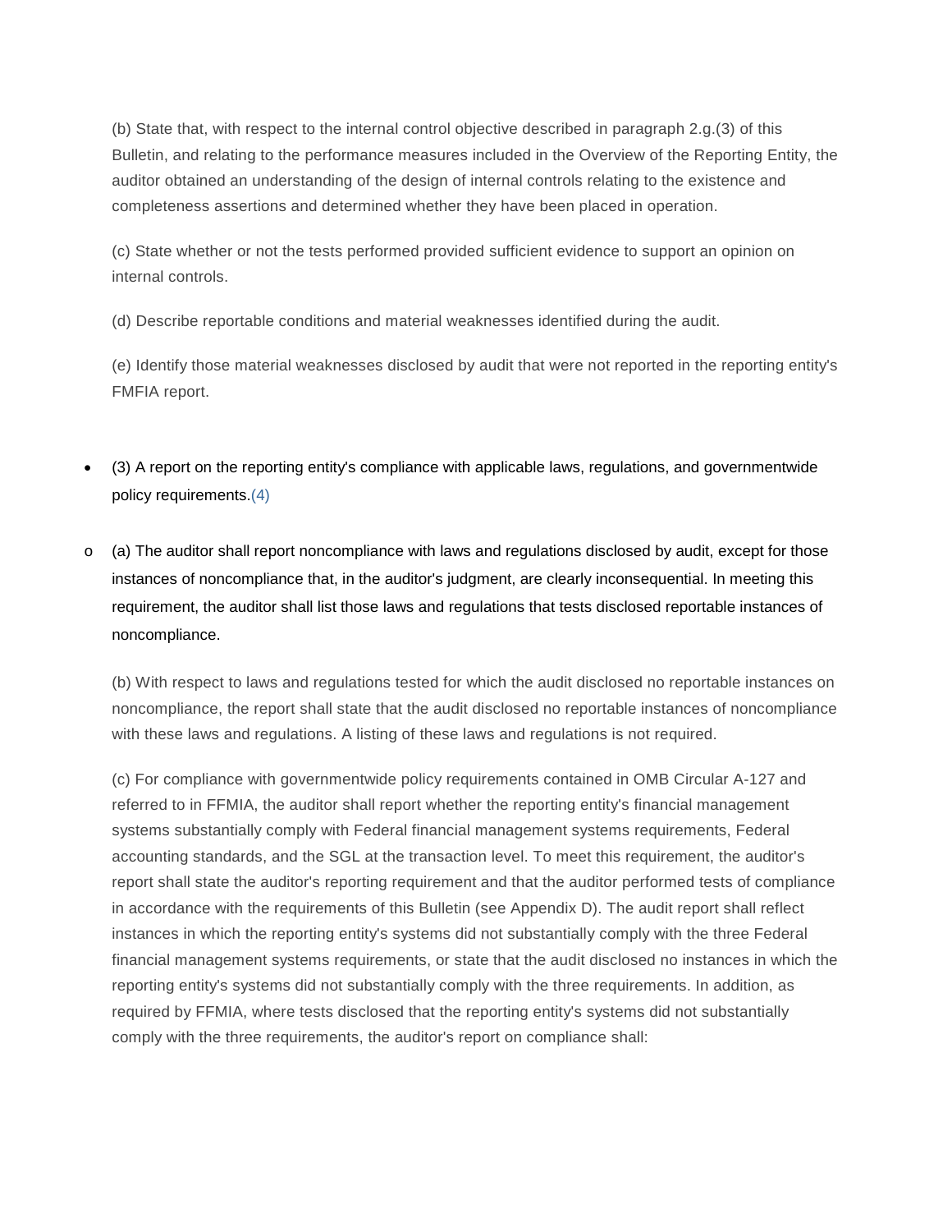(b) State that, with respect to the internal control objective described in paragraph 2.g.(3) of this Bulletin, and relating to the performance measures included in the Overview of the Reporting Entity, the auditor obtained an understanding of the design of internal controls relating to the existence and completeness assertions and determined whether they have been placed in operation.

(c) State whether or not the tests performed provided sufficient evidence to support an opinion on internal controls.

(d) Describe reportable conditions and material weaknesses identified during the audit.

(e) Identify those material weaknesses disclosed by audit that were not reported in the reporting entity's FMFIA report.

- (3) A report on the reporting entity's compliance with applicable laws, regulations, and governmentwide policy requirements.(4)
  - (a) The auditor shall report noncompliance with laws and regulations disclosed by audit, except for those instances of noncompliance that, in the auditor's judgment, are clearly inconsequential. In meeting this requirement, the auditor shall list those laws and regulations that tests disclosed reportable instances of noncompliance.

    (b) With respect to laws and regulations tested for which the audit disclosed no reportable instances on noncompliance, the report shall state that the audit disclosed no reportable instances of noncompliance with these laws and regulations. A listing of these laws and regulations is not required.

    (c) For compliance with governmentwide policy requirements contained in OMB Circular A-127 and referred to in FFMIA, the auditor shall report whether the reporting entity's financial management systems substantially comply with Federal financial management systems requirements, Federal accounting standards, and the SGL at the transaction level. To meet this requirement, the auditor's report shall state the auditor's reporting requirement and that the auditor performed tests of compliance in accordance with the requirements of this Bulletin (see Appendix D). The audit report shall reflect instances in which the reporting entity's systems did not substantially comply with the three Federal financial management systems requirements, or state that the audit disclosed no instances in which the reporting entity's systems did not substantially comply with the three requirements. In addition, as required by FFMIA, where tests disclosed that the reporting entity's systems did not substantially comply with the three requirements, the auditor's report on compliance shall: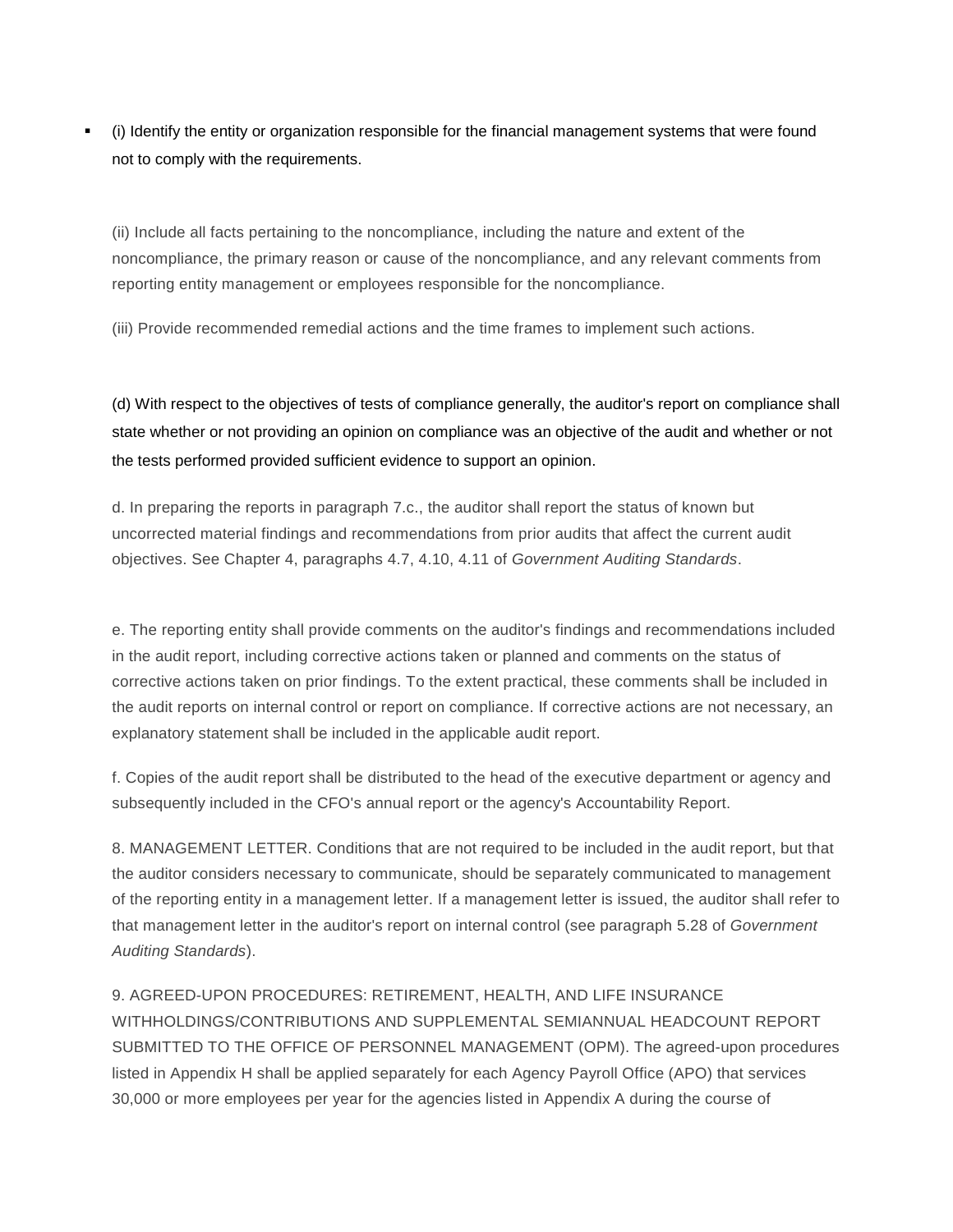- (i) Identify the entity or organization responsible for the financial management systems that were found not to comply with the requirements.

  (ii) Include all facts pertaining to the noncompliance, including the nature and extent of the noncompliance, the primary reason or cause of the noncompliance, and any relevant comments from reporting entity management or employees responsible for the noncompliance.

  (iii) Provide recommended remedial actions and the time frames to implement such actions.

(d) With respect to the objectives of tests of compliance generally, the auditor's report on compliance shall state whether or not providing an opinion on compliance was an objective of the audit and whether or not the tests performed provided sufficient evidence to support an opinion.

d. In preparing the reports in paragraph 7.c., the auditor shall report the status of known but uncorrected material findings and recommendations from prior audits that affect the current audit objectives. See Chapter 4, paragraphs 4.7, 4.10, 4.11 of *Government Auditing Standards*.

e. The reporting entity shall provide comments on the auditor's findings and recommendations included in the audit report, including corrective actions taken or planned and comments on the status of corrective actions taken on prior findings. To the extent practical, these comments shall be included in the audit reports on internal control or report on compliance. If corrective actions are not necessary, an explanatory statement shall be included in the applicable audit report.

f. Copies of the audit report shall be distributed to the head of the executive department or agency and subsequently included in the CFO's annual report or the agency's Accountability Report.

8. MANAGEMENT LETTER. Conditions that are not required to be included in the audit report, but that the auditor considers necessary to communicate, should be separately communicated to management of the reporting entity in a management letter. If a management letter is issued, the auditor shall refer to that management letter in the auditor's report on internal control (see paragraph 5.28 of *Government Auditing Standards*).

9. AGREED-UPON PROCEDURES: RETIREMENT, HEALTH, AND LIFE INSURANCE WITHHOLDINGS/CONTRIBUTIONS AND SUPPLEMENTAL SEMIANNUAL HEADCOUNT REPORT SUBMITTED TO THE OFFICE OF PERSONNEL MANAGEMENT (OPM). The agreed-upon procedures listed in Appendix H shall be applied separately for each Agency Payroll Office (APO) that services 30,000 or more employees per year for the agencies listed in Appendix A during the course of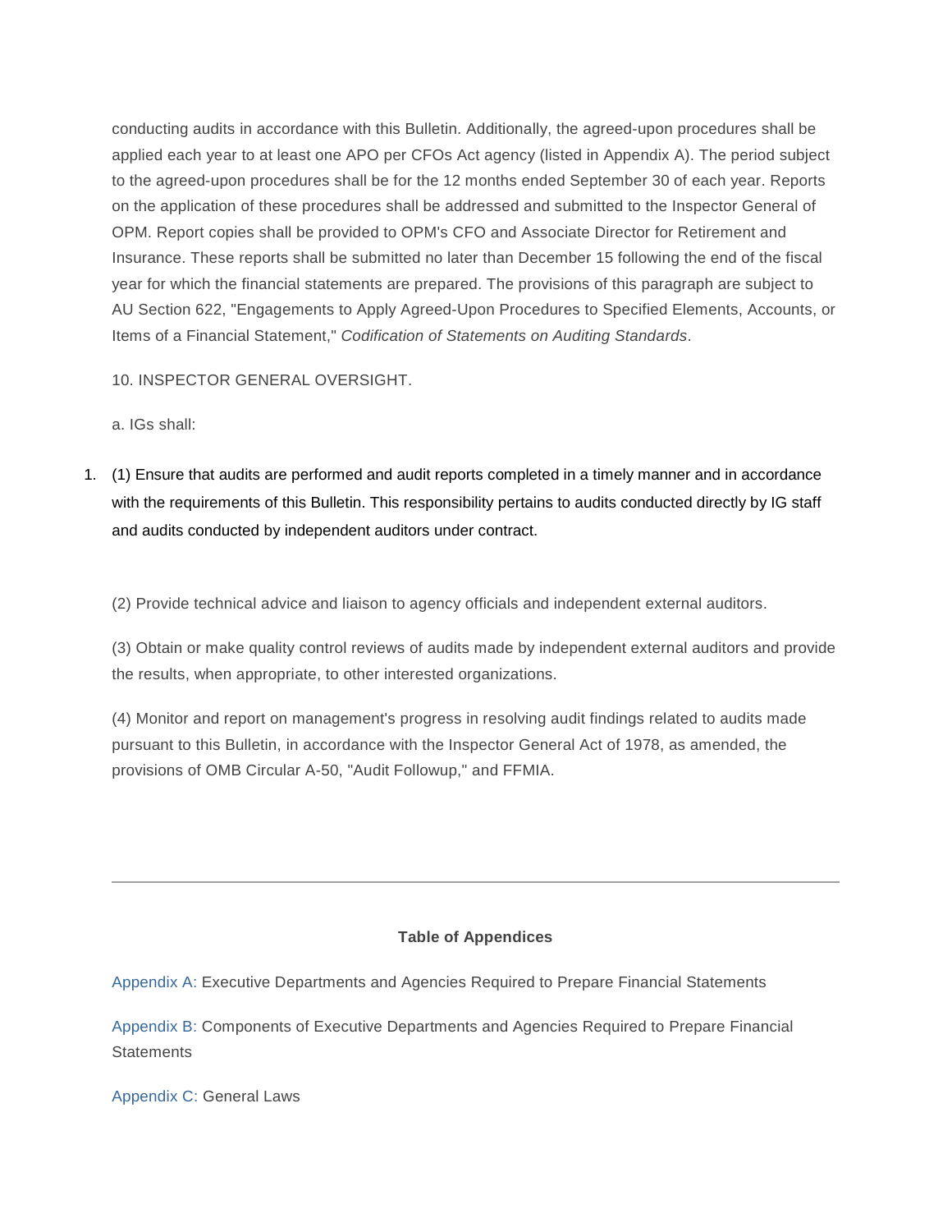conducting audits in accordance with this Bulletin. Additionally, the agreed-upon procedures shall be applied each year to at least one APO per CFOs Act agency (listed in Appendix A). The period subject to the agreed-upon procedures shall be for the 12 months ended September 30 of each year. Reports on the application of these procedures shall be addressed and submitted to the Inspector General of OPM. Report copies shall be provided to OPM's CFO and Associate Director for Retirement and Insurance. These reports shall be submitted no later than December 15 following the end of the fiscal year for which the financial statements are prepared. The provisions of this paragraph are subject to AU Section 622, "Engagements to Apply Agreed-Upon Procedures to Specified Elements, Accounts, or Items of a Financial Statement," *Codification of Statements on Auditing Standards*.

10. INSPECTOR GENERAL OVERSIGHT.

a. IGs shall:

1. (1) Ensure that audits are performed and audit reports completed in a timely manner and in accordance with the requirements of this Bulletin. This responsibility pertains to audits conducted directly by IG staff and audits conducted by independent auditors under contract.

(2) Provide technical advice and liaison to agency officials and independent external auditors.

(3) Obtain or make quality control reviews of audits made by independent external auditors and provide the results, when appropriate, to other interested organizations.

(4) Monitor and report on management's progress in resolving audit findings related to audits made pursuant to this Bulletin, in accordance with the Inspector General Act of 1978, as amended, the provisions of OMB Circular A-50, "Audit Followup," and FFMIA.

---

**Table of Appendices**

Appendix A: Executive Departments and Agencies Required to Prepare Financial Statements

Appendix B: Components of Executive Departments and Agencies Required to Prepare Financial Statements

Appendix C: General Laws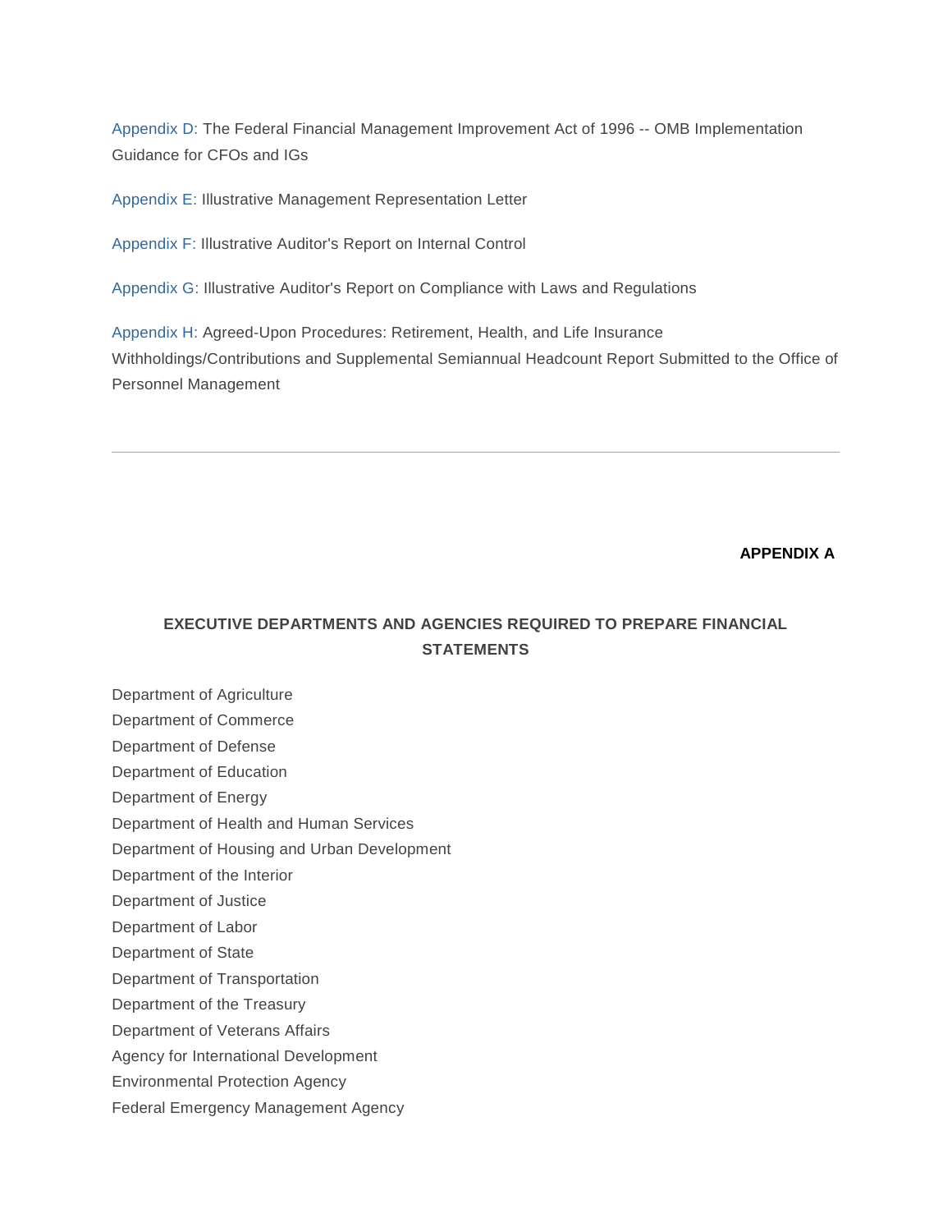Appendix D: The Federal Financial Management Improvement Act of 1996 -- OMB Implementation Guidance for CFOs and IGs

Appendix E: Illustrative Management Representation Letter

Appendix F: Illustrative Auditor's Report on Internal Control

Appendix G: Illustrative Auditor's Report on Compliance with Laws and Regulations

Appendix H: Agreed-Upon Procedures: Retirement, Health, and Life Insurance Withholdings/Contributions and Supplemental Semiannual Headcount Report Submitted to the Office of Personnel Management

---

**APPENDIX A**

## EXECUTIVE DEPARTMENTS AND AGENCIES REQUIRED TO PREPARE FINANCIAL STATEMENTS

Department of Agriculture
Department of Commerce
Department of Defense
Department of Education
Department of Energy
Department of Health and Human Services
Department of Housing and Urban Development
Department of the Interior
Department of Justice
Department of Labor
Department of State
Department of Transportation
Department of the Treasury
Department of Veterans Affairs
Agency for International Development
Environmental Protection Agency
Federal Emergency Management Agency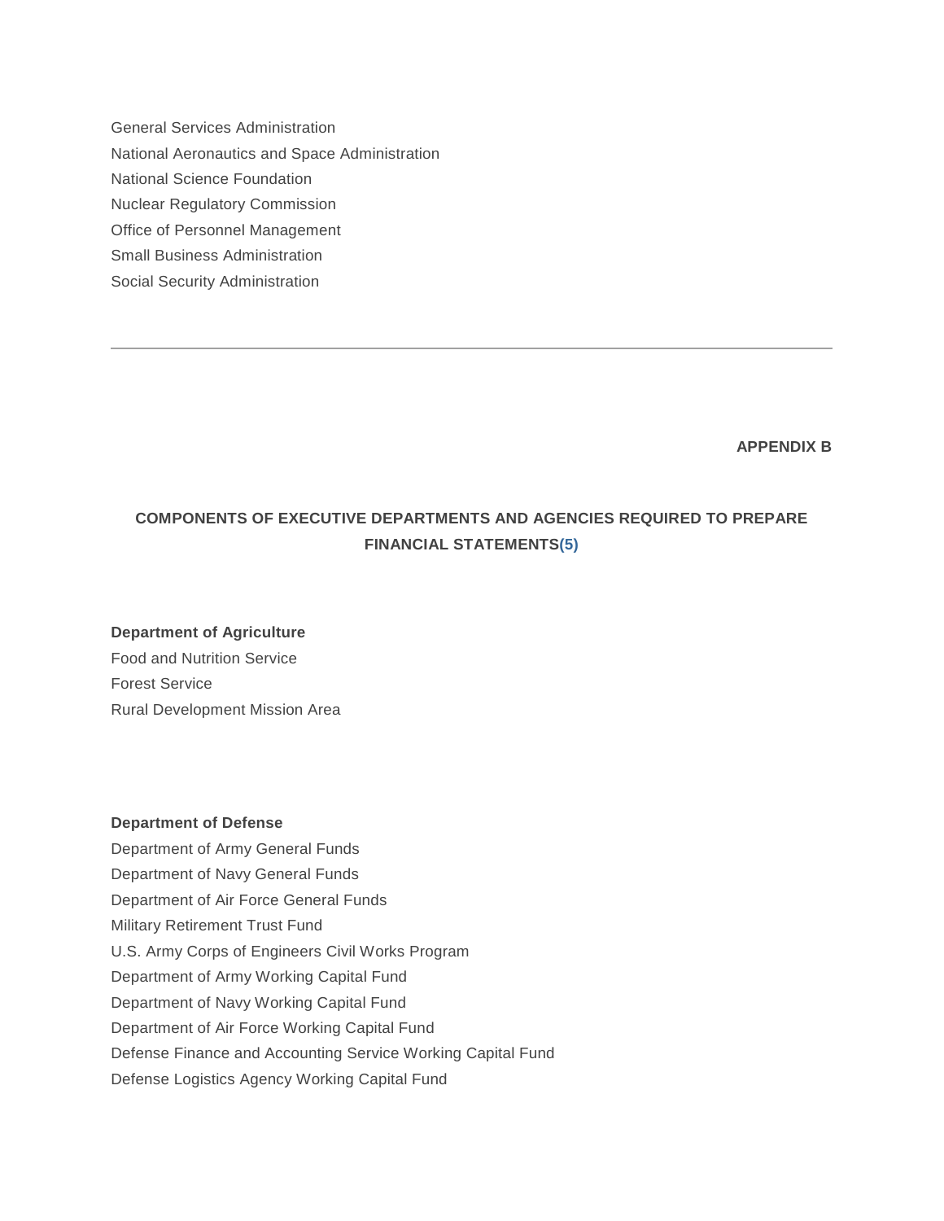General Services Administration
National Aeronautics and Space Administration
National Science Foundation
Nuclear Regulatory Commission
Office of Personnel Management
Small Business Administration
Social Security Administration

---

**APPENDIX B**

## COMPONENTS OF EXECUTIVE DEPARTMENTS AND AGENCIES REQUIRED TO PREPARE FINANCIAL STATEMENTS(5)

**Department of Agriculture**
Food and Nutrition Service
Forest Service
Rural Development Mission Area

**Department of Defense**
Department of Army General Funds
Department of Navy General Funds
Department of Air Force General Funds
Military Retirement Trust Fund
U.S. Army Corps of Engineers Civil Works Program
Department of Army Working Capital Fund
Department of Navy Working Capital Fund
Department of Air Force Working Capital Fund
Defense Finance and Accounting Service Working Capital Fund
Defense Logistics Agency Working Capital Fund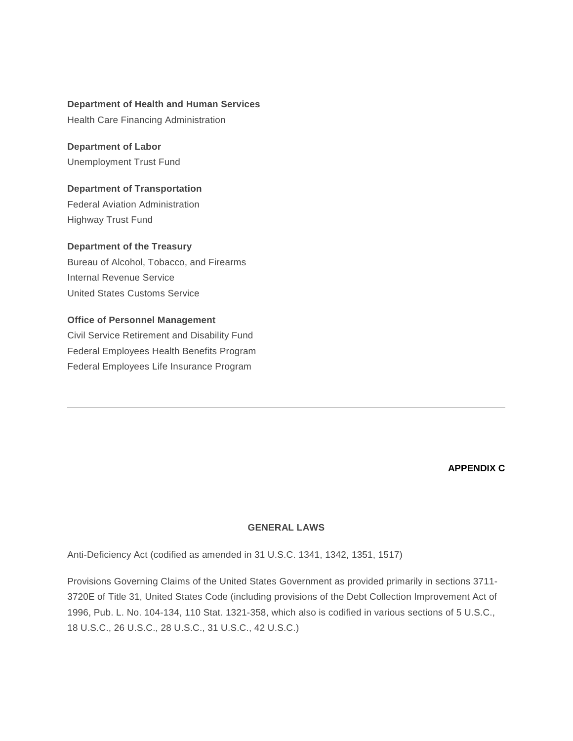**Department of Health and Human Services**
Health Care Financing Administration

**Department of Labor**
Unemployment Trust Fund

**Department of Transportation**
Federal Aviation Administration
Highway Trust Fund

**Department of the Treasury**
Bureau of Alcohol, Tobacco, and Firearms
Internal Revenue Service
United States Customs Service

**Office of Personnel Management**
Civil Service Retirement and Disability Fund
Federal Employees Health Benefits Program
Federal Employees Life Insurance Program

---

**APPENDIX C**

## GENERAL LAWS

Anti-Deficiency Act (codified as amended in 31 U.S.C. 1341, 1342, 1351, 1517)

Provisions Governing Claims of the United States Government as provided primarily in sections 3711-3720E of Title 31, United States Code (including provisions of the Debt Collection Improvement Act of 1996, Pub. L. No. 104-134, 110 Stat. 1321-358, which also is codified in various sections of 5 U.S.C., 18 U.S.C., 26 U.S.C., 28 U.S.C., 31 U.S.C., 42 U.S.C.)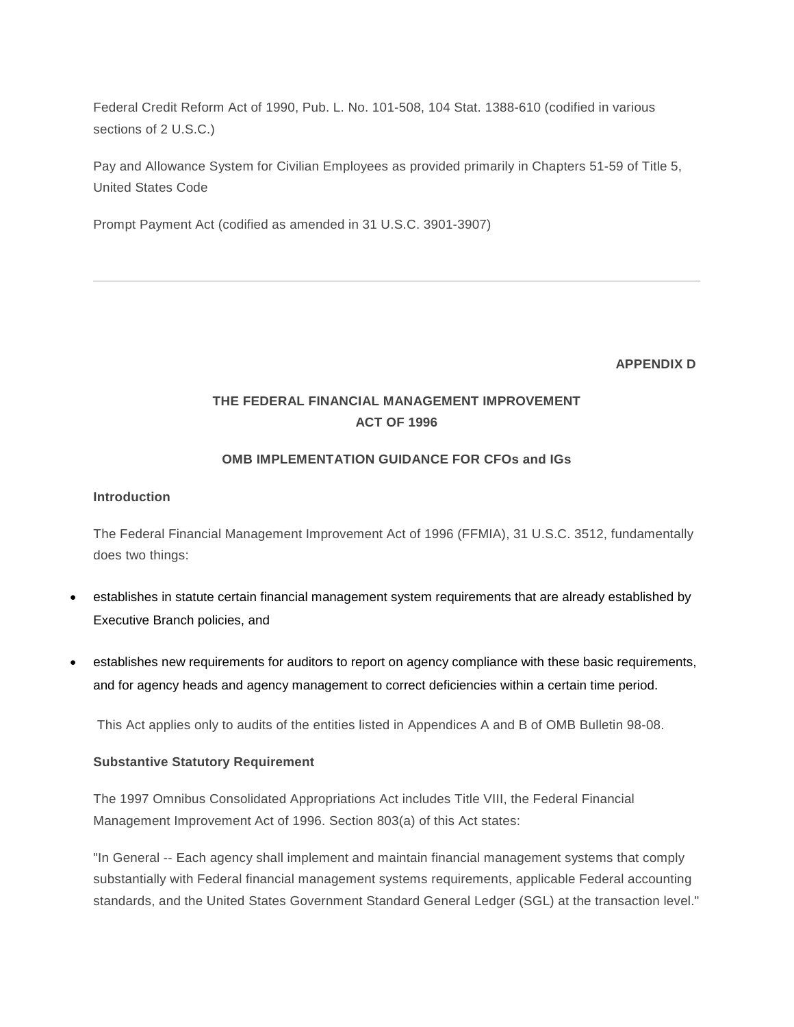Federal Credit Reform Act of 1990, Pub. L. No. 101-508, 104 Stat. 1388-610 (codified in various sections of 2 U.S.C.)

Pay and Allowance System for Civilian Employees as provided primarily in Chapters 51-59 of Title 5, United States Code

Prompt Payment Act (codified as amended in 31 U.S.C. 3901-3907)

---

**APPENDIX D**

## THE FEDERAL FINANCIAL MANAGEMENT IMPROVEMENT ACT OF 1996

### OMB IMPLEMENTATION GUIDANCE FOR CFOs and IGs

**Introduction**

The Federal Financial Management Improvement Act of 1996 (FFMIA), 31 U.S.C. 3512, fundamentally does two things:

- establishes in statute certain financial management system requirements that are already established by Executive Branch policies, and
- establishes new requirements for auditors to report on agency compliance with these basic requirements, and for agency heads and agency management to correct deficiencies within a certain time period.

This Act applies only to audits of the entities listed in Appendices A and B of OMB Bulletin 98-08.

**Substantive Statutory Requirement**

The 1997 Omnibus Consolidated Appropriations Act includes Title VIII, the Federal Financial Management Improvement Act of 1996. Section 803(a) of this Act states:

"In General -- Each agency shall implement and maintain financial management systems that comply substantially with Federal financial management systems requirements, applicable Federal accounting standards, and the United States Government Standard General Ledger (SGL) at the transaction level."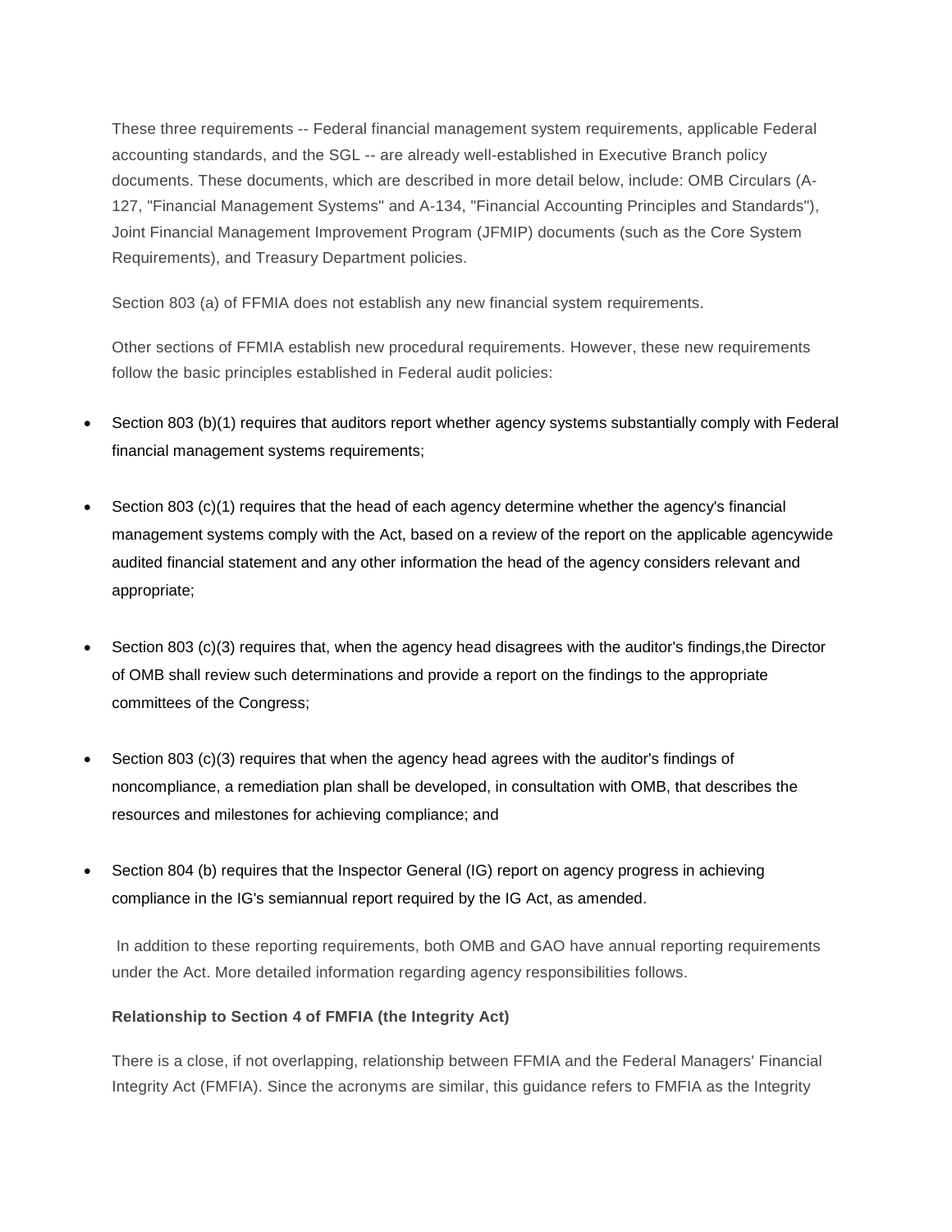These three requirements -- Federal financial management system requirements, applicable Federal accounting standards, and the SGL -- are already well-established in Executive Branch policy documents. These documents, which are described in more detail below, include: OMB Circulars (A-127, "Financial Management Systems" and A-134, "Financial Accounting Principles and Standards"), Joint Financial Management Improvement Program (JFMIP) documents (such as the Core System Requirements), and Treasury Department policies.

Section 803 (a) of FFMIA does not establish any new financial system requirements.

Other sections of FFMIA establish new procedural requirements. However, these new requirements follow the basic principles established in Federal audit policies:

- Section 803 (b)(1) requires that auditors report whether agency systems substantially comply with Federal financial management systems requirements;
- Section 803 (c)(1) requires that the head of each agency determine whether the agency's financial management systems comply with the Act, based on a review of the report on the applicable agencywide audited financial statement and any other information the head of the agency considers relevant and appropriate;
- Section 803 (c)(3) requires that, when the agency head disagrees with the auditor's findings,the Director of OMB shall review such determinations and provide a report on the findings to the appropriate committees of the Congress;
- Section 803 (c)(3) requires that when the agency head agrees with the auditor's findings of noncompliance, a remediation plan shall be developed, in consultation with OMB, that describes the resources and milestones for achieving compliance; and
- Section 804 (b) requires that the Inspector General (IG) report on agency progress in achieving compliance in the IG's semiannual report required by the IG Act, as amended.

In addition to these reporting requirements, both OMB and GAO have annual reporting requirements under the Act. More detailed information regarding agency responsibilities follows.

**Relationship to Section 4 of FMFIA (the Integrity Act)**

There is a close, if not overlapping, relationship between FFMIA and the Federal Managers' Financial Integrity Act (FMFIA). Since the acronyms are similar, this guidance refers to FMFIA as the Integrity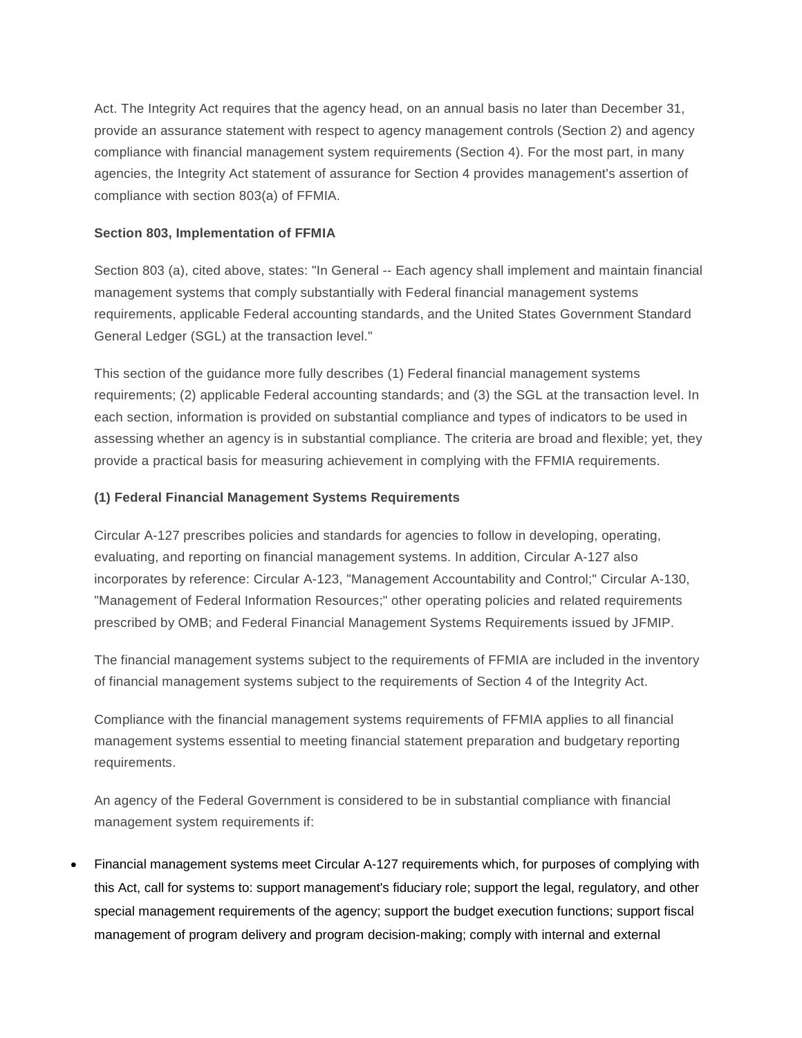Act. The Integrity Act requires that the agency head, on an annual basis no later than December 31, provide an assurance statement with respect to agency management controls (Section 2) and agency compliance with financial management system requirements (Section 4). For the most part, in many agencies, the Integrity Act statement of assurance for Section 4 provides management's assertion of compliance with section 803(a) of FFMIA.

**Section 803, Implementation of FFMIA**

Section 803 (a), cited above, states: "In General -- Each agency shall implement and maintain financial management systems that comply substantially with Federal financial management systems requirements, applicable Federal accounting standards, and the United States Government Standard General Ledger (SGL) at the transaction level."

This section of the guidance more fully describes (1) Federal financial management systems requirements; (2) applicable Federal accounting standards; and (3) the SGL at the transaction level. In each section, information is provided on substantial compliance and types of indicators to be used in assessing whether an agency is in substantial compliance. The criteria are broad and flexible; yet, they provide a practical basis for measuring achievement in complying with the FFMIA requirements.

**(1) Federal Financial Management Systems Requirements**

Circular A-127 prescribes policies and standards for agencies to follow in developing, operating, evaluating, and reporting on financial management systems. In addition, Circular A-127 also incorporates by reference: Circular A-123, "Management Accountability and Control;" Circular A-130, "Management of Federal Information Resources;" other operating policies and related requirements prescribed by OMB; and Federal Financial Management Systems Requirements issued by JFMIP.

The financial management systems subject to the requirements of FFMIA are included in the inventory of financial management systems subject to the requirements of Section 4 of the Integrity Act.

Compliance with the financial management systems requirements of FFMIA applies to all financial management systems essential to meeting financial statement preparation and budgetary reporting requirements.

An agency of the Federal Government is considered to be in substantial compliance with financial management system requirements if:

- Financial management systems meet Circular A-127 requirements which, for purposes of complying with this Act, call for systems to: support management's fiduciary role; support the legal, regulatory, and other special management requirements of the agency; support the budget execution functions; support fiscal management of program delivery and program decision-making; comply with internal and external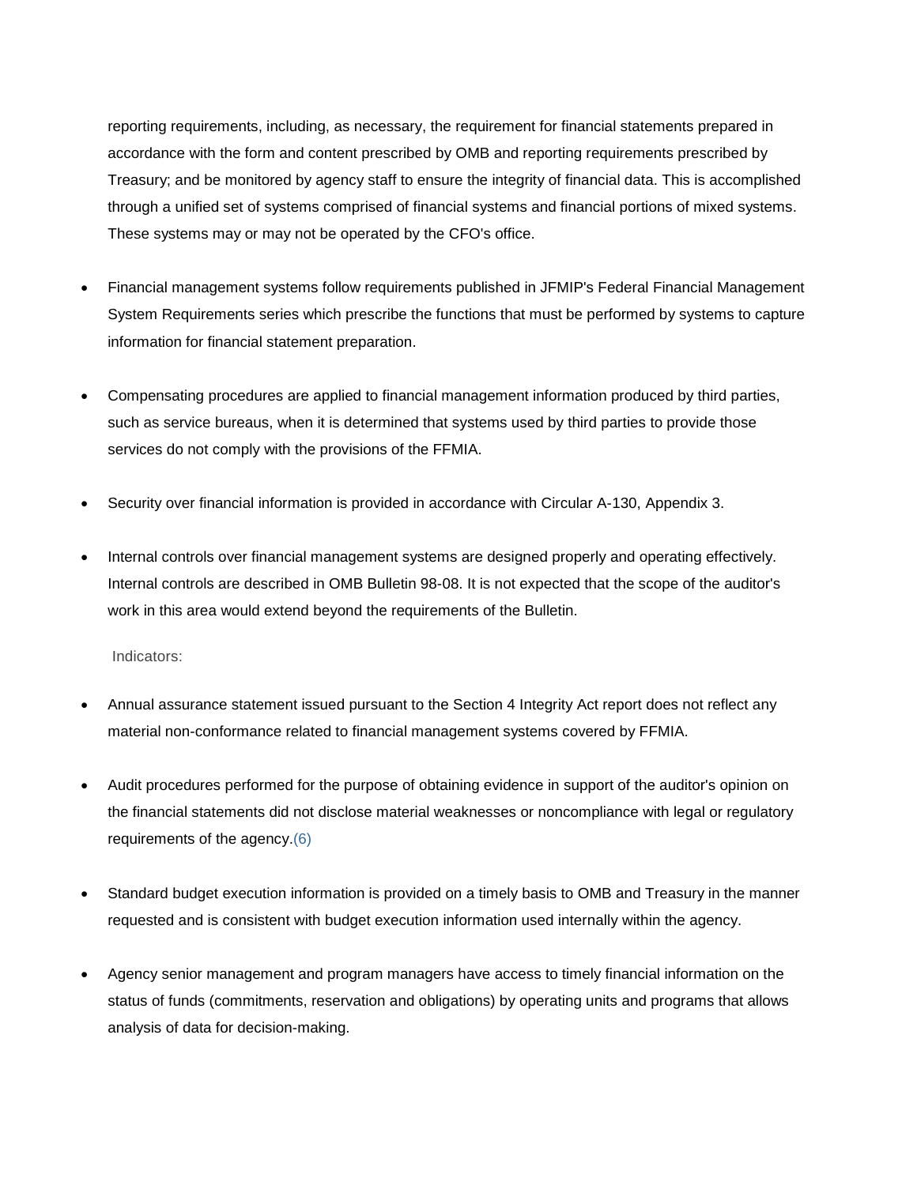reporting requirements, including, as necessary, the requirement for financial statements prepared in accordance with the form and content prescribed by OMB and reporting requirements prescribed by Treasury; and be monitored by agency staff to ensure the integrity of financial data. This is accomplished through a unified set of systems comprised of financial systems and financial portions of mixed systems. These systems may or may not be operated by the CFO's office.

- Financial management systems follow requirements published in JFMIP's Federal Financial Management System Requirements series which prescribe the functions that must be performed by systems to capture information for financial statement preparation.
- Compensating procedures are applied to financial management information produced by third parties, such as service bureaus, when it is determined that systems used by third parties to provide those services do not comply with the provisions of the FFMIA.
- Security over financial information is provided in accordance with Circular A-130, Appendix 3.
- Internal controls over financial management systems are designed properly and operating effectively. Internal controls are described in OMB Bulletin 98-08. It is not expected that the scope of the auditor's work in this area would extend beyond the requirements of the Bulletin.

Indicators:

- Annual assurance statement issued pursuant to the Section 4 Integrity Act report does not reflect any material non-conformance related to financial management systems covered by FFMIA.
- Audit procedures performed for the purpose of obtaining evidence in support of the auditor's opinion on the financial statements did not disclose material weaknesses or noncompliance with legal or regulatory requirements of the agency.(6)
- Standard budget execution information is provided on a timely basis to OMB and Treasury in the manner requested and is consistent with budget execution information used internally within the agency.
- Agency senior management and program managers have access to timely financial information on the status of funds (commitments, reservation and obligations) by operating units and programs that allows analysis of data for decision-making.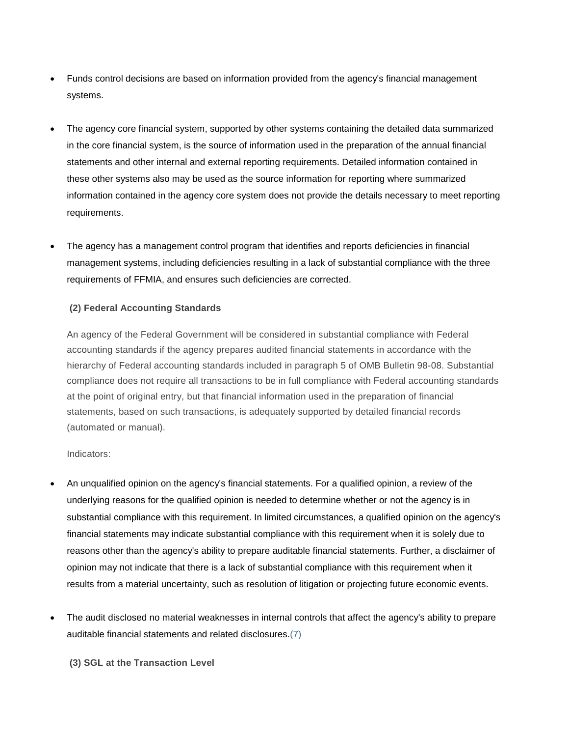- Funds control decisions are based on information provided from the agency's financial management systems.

- The agency core financial system, supported by other systems containing the detailed data summarized in the core financial system, is the source of information used in the preparation of the annual financial statements and other internal and external reporting requirements. Detailed information contained in these other systems also may be used as the source information for reporting where summarized information contained in the agency core system does not provide the details necessary to meet reporting requirements.

- The agency has a management control program that identifies and reports deficiencies in financial management systems, including deficiencies resulting in a lack of substantial compliance with the three requirements of FFMIA, and ensures such deficiencies are corrected.

### (2) Federal Accounting Standards

An agency of the Federal Government will be considered in substantial compliance with Federal accounting standards if the agency prepares audited financial statements in accordance with the hierarchy of Federal accounting standards included in paragraph 5 of OMB Bulletin 98-08. Substantial compliance does not require all transactions to be in full compliance with Federal accounting standards at the point of original entry, but that financial information used in the preparation of financial statements, based on such transactions, is adequately supported by detailed financial records (automated or manual).

Indicators:

- An unqualified opinion on the agency's financial statements. For a qualified opinion, a review of the underlying reasons for the qualified opinion is needed to determine whether or not the agency is in substantial compliance with this requirement. In limited circumstances, a qualified opinion on the agency's financial statements may indicate substantial compliance with this requirement when it is solely due to reasons other than the agency's ability to prepare auditable financial statements. Further, a disclaimer of opinion may not indicate that there is a lack of substantial compliance with this requirement when it results from a material uncertainty, such as resolution of litigation or projecting future economic events.

- The audit disclosed no material weaknesses in internal controls that affect the agency's ability to prepare auditable financial statements and related disclosures.(7)

### (3) SGL at the Transaction Level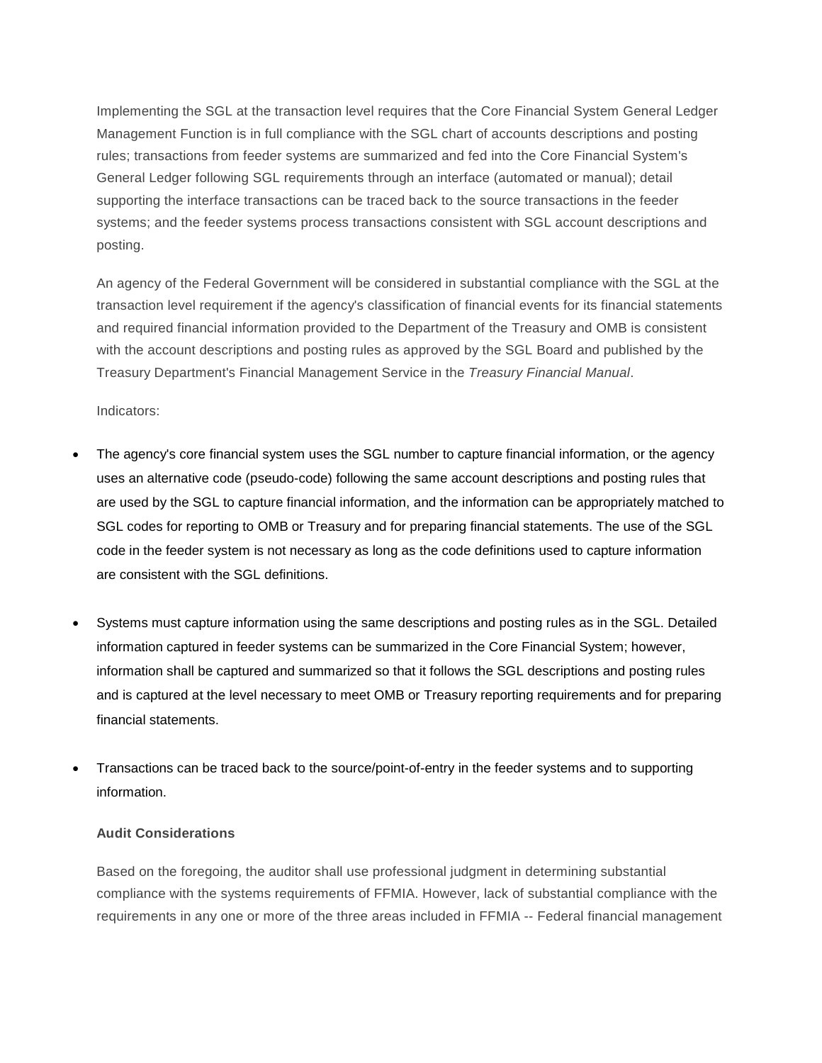Implementing the SGL at the transaction level requires that the Core Financial System General Ledger Management Function is in full compliance with the SGL chart of accounts descriptions and posting rules; transactions from feeder systems are summarized and fed into the Core Financial System's General Ledger following SGL requirements through an interface (automated or manual); detail supporting the interface transactions can be traced back to the source transactions in the feeder systems; and the feeder systems process transactions consistent with SGL account descriptions and posting.

An agency of the Federal Government will be considered in substantial compliance with the SGL at the transaction level requirement if the agency's classification of financial events for its financial statements and required financial information provided to the Department of the Treasury and OMB is consistent with the account descriptions and posting rules as approved by the SGL Board and published by the Treasury Department's Financial Management Service in the *Treasury Financial Manual*.

Indicators:

- The agency's core financial system uses the SGL number to capture financial information, or the agency uses an alternative code (pseudo-code) following the same account descriptions and posting rules that are used by the SGL to capture financial information, and the information can be appropriately matched to SGL codes for reporting to OMB or Treasury and for preparing financial statements. The use of the SGL code in the feeder system is not necessary as long as the code definitions used to capture information are consistent with the SGL definitions.
- Systems must capture information using the same descriptions and posting rules as in the SGL. Detailed information captured in feeder systems can be summarized in the Core Financial System; however, information shall be captured and summarized so that it follows the SGL descriptions and posting rules and is captured at the level necessary to meet OMB or Treasury reporting requirements and for preparing financial statements.
- Transactions can be traced back to the source/point-of-entry in the feeder systems and to supporting information.

**Audit Considerations**

Based on the foregoing, the auditor shall use professional judgment in determining substantial compliance with the systems requirements of FFMIA. However, lack of substantial compliance with the requirements in any one or more of the three areas included in FFMIA -- Federal financial management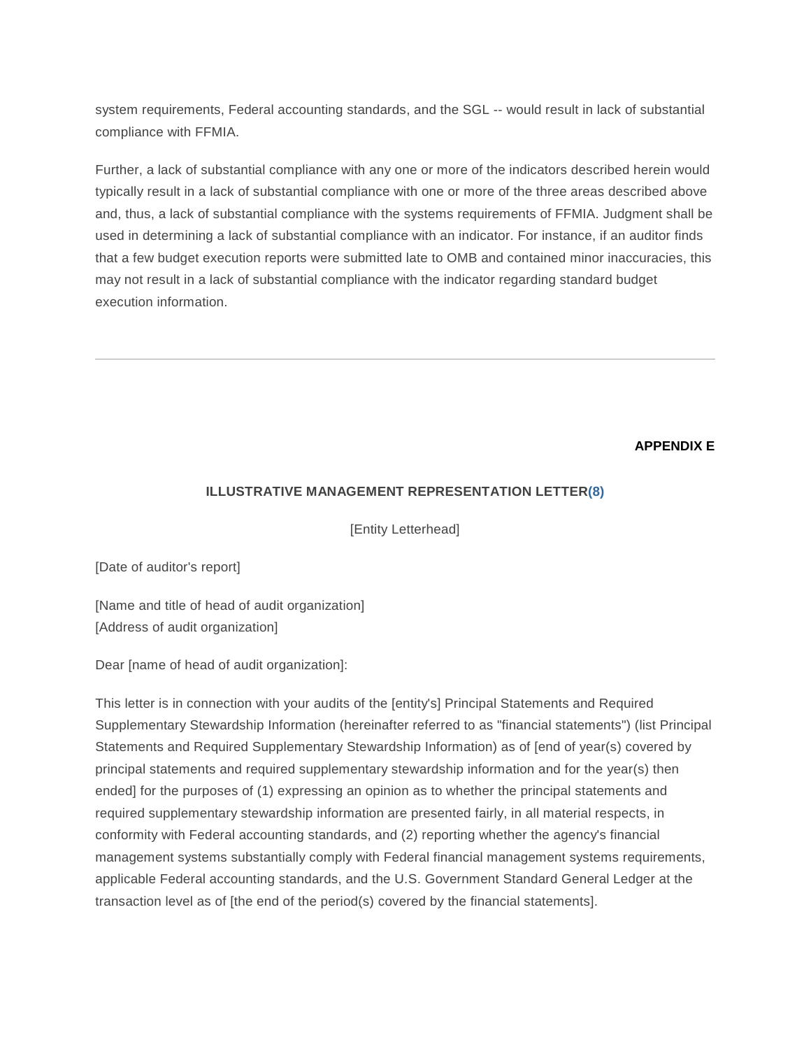system requirements, Federal accounting standards, and the SGL -- would result in lack of substantial compliance with FFMIA.

Further, a lack of substantial compliance with any one or more of the indicators described herein would typically result in a lack of substantial compliance with one or more of the three areas described above and, thus, a lack of substantial compliance with the systems requirements of FFMIA. Judgment shall be used in determining a lack of substantial compliance with an indicator. For instance, if an auditor finds that a few budget execution reports were submitted late to OMB and contained minor inaccuracies, this may not result in a lack of substantial compliance with the indicator regarding standard budget execution information.

---

**APPENDIX E**

## ILLUSTRATIVE MANAGEMENT REPRESENTATION LETTER(8)

[Entity Letterhead]

[Date of auditor's report]

[Name and title of head of audit organization]
[Address of audit organization]

Dear [name of head of audit organization]:

This letter is in connection with your audits of the [entity's] Principal Statements and Required Supplementary Stewardship Information (hereinafter referred to as "financial statements") (list Principal Statements and Required Supplementary Stewardship Information) as of [end of year(s) covered by principal statements and required supplementary stewardship information and for the year(s) then ended] for the purposes of (1) expressing an opinion as to whether the principal statements and required supplementary stewardship information are presented fairly, in all material respects, in conformity with Federal accounting standards, and (2) reporting whether the agency's financial management systems substantially comply with Federal financial management systems requirements, applicable Federal accounting standards, and the U.S. Government Standard General Ledger at the transaction level as of [the end of the period(s) covered by the financial statements].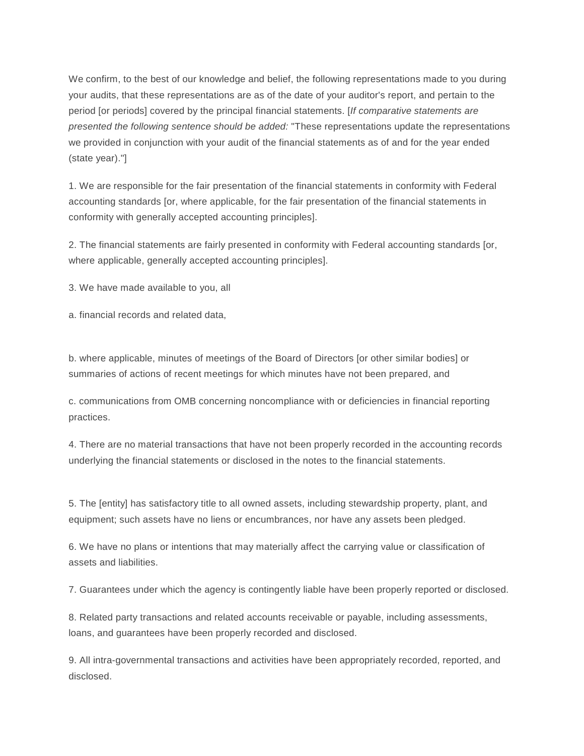We confirm, to the best of our knowledge and belief, the following representations made to you during your audits, that these representations are as of the date of your auditor's report, and pertain to the period [or periods] covered by the principal financial statements. [*If comparative statements are presented the following sentence should be added:* "These representations update the representations we provided in conjunction with your audit of the financial statements as of and for the year ended (state year)."]

1. We are responsible for the fair presentation of the financial statements in conformity with Federal accounting standards [or, where applicable, for the fair presentation of the financial statements in conformity with generally accepted accounting principles].

2. The financial statements are fairly presented in conformity with Federal accounting standards [or, where applicable, generally accepted accounting principles].

3. We have made available to you, all

a. financial records and related data,

b. where applicable, minutes of meetings of the Board of Directors [or other similar bodies] or summaries of actions of recent meetings for which minutes have not been prepared, and

c. communications from OMB concerning noncompliance with or deficiencies in financial reporting practices.

4. There are no material transactions that have not been properly recorded in the accounting records underlying the financial statements or disclosed in the notes to the financial statements.

5. The [entity] has satisfactory title to all owned assets, including stewardship property, plant, and equipment; such assets have no liens or encumbrances, nor have any assets been pledged.

6. We have no plans or intentions that may materially affect the carrying value or classification of assets and liabilities.

7. Guarantees under which the agency is contingently liable have been properly reported or disclosed.

8. Related party transactions and related accounts receivable or payable, including assessments, loans, and guarantees have been properly recorded and disclosed.

9. All intra-governmental transactions and activities have been appropriately recorded, reported, and disclosed.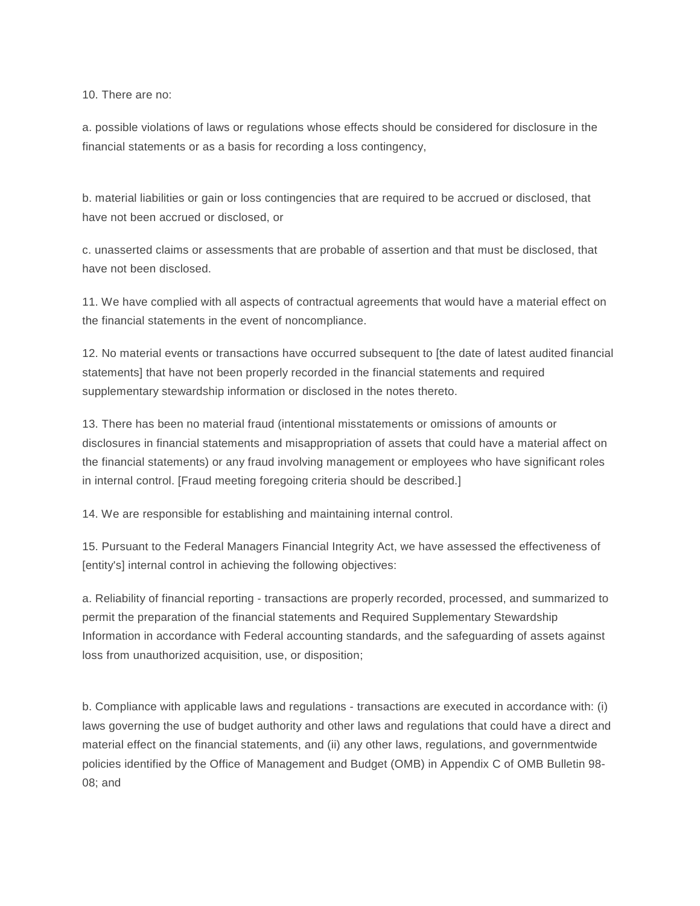10. There are no:

a. possible violations of laws or regulations whose effects should be considered for disclosure in the financial statements or as a basis for recording a loss contingency,

b. material liabilities or gain or loss contingencies that are required to be accrued or disclosed, that have not been accrued or disclosed, or

c. unasserted claims or assessments that are probable of assertion and that must be disclosed, that have not been disclosed.

11. We have complied with all aspects of contractual agreements that would have a material effect on the financial statements in the event of noncompliance.

12. No material events or transactions have occurred subsequent to [the date of latest audited financial statements] that have not been properly recorded in the financial statements and required supplementary stewardship information or disclosed in the notes thereto.

13. There has been no material fraud (intentional misstatements or omissions of amounts or disclosures in financial statements and misappropriation of assets that could have a material affect on the financial statements) or any fraud involving management or employees who have significant roles in internal control. [Fraud meeting foregoing criteria should be described.]

14. We are responsible for establishing and maintaining internal control.

15. Pursuant to the Federal Managers Financial Integrity Act, we have assessed the effectiveness of [entity's] internal control in achieving the following objectives:

a. Reliability of financial reporting - transactions are properly recorded, processed, and summarized to permit the preparation of the financial statements and Required Supplementary Stewardship Information in accordance with Federal accounting standards, and the safeguarding of assets against loss from unauthorized acquisition, use, or disposition;

b. Compliance with applicable laws and regulations - transactions are executed in accordance with: (i) laws governing the use of budget authority and other laws and regulations that could have a direct and material effect on the financial statements, and (ii) any other laws, regulations, and governmentwide policies identified by the Office of Management and Budget (OMB) in Appendix C of OMB Bulletin 98-08; and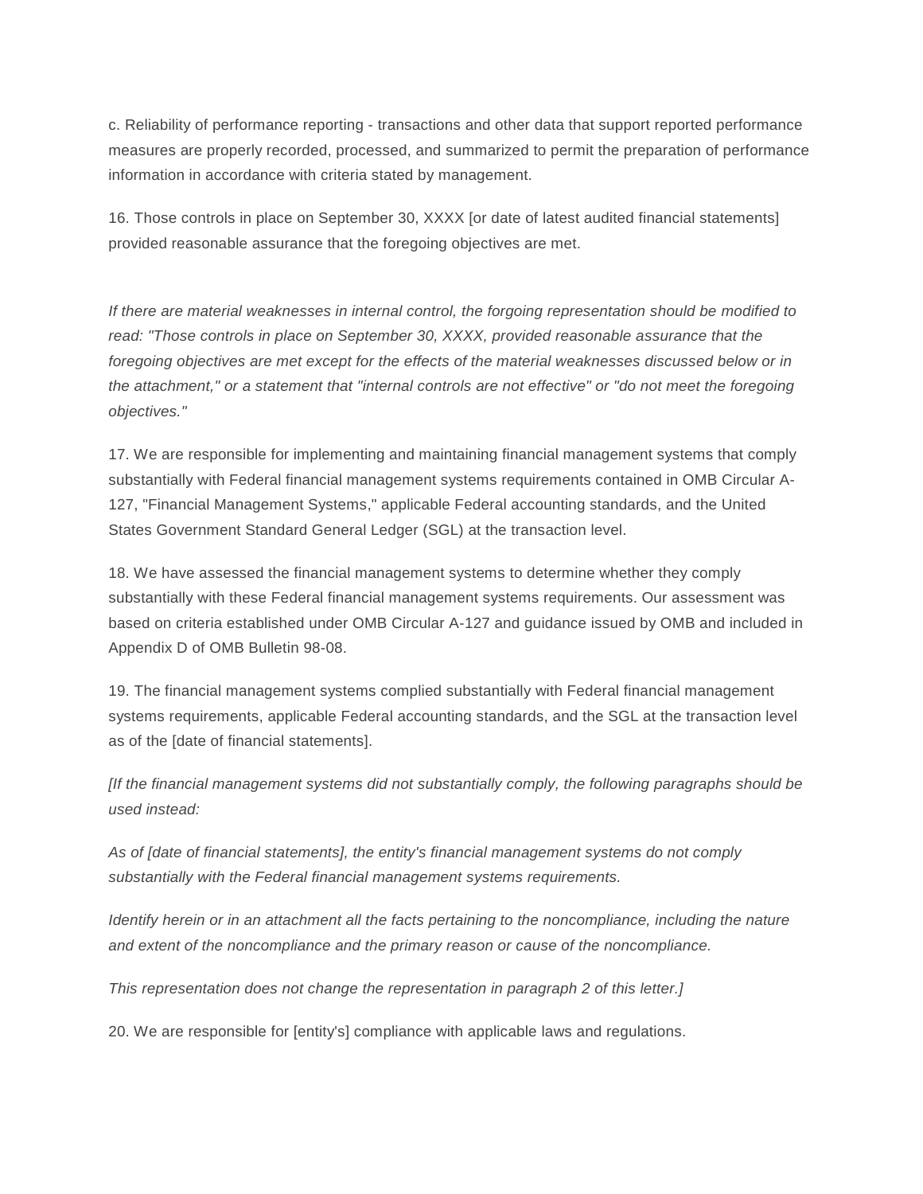c. Reliability of performance reporting - transactions and other data that support reported performance measures are properly recorded, processed, and summarized to permit the preparation of performance information in accordance with criteria stated by management.

16. Those controls in place on September 30, XXXX [or date of latest audited financial statements] provided reasonable assurance that the foregoing objectives are met.

*If there are material weaknesses in internal control, the forgoing representation should be modified to read: "Those controls in place on September 30, XXXX, provided reasonable assurance that the foregoing objectives are met except for the effects of the material weaknesses discussed below or in the attachment," or a statement that "internal controls are not effective" or "do not meet the foregoing objectives."*

17. We are responsible for implementing and maintaining financial management systems that comply substantially with Federal financial management systems requirements contained in OMB Circular A-127, "Financial Management Systems," applicable Federal accounting standards, and the United States Government Standard General Ledger (SGL) at the transaction level.

18. We have assessed the financial management systems to determine whether they comply substantially with these Federal financial management systems requirements. Our assessment was based on criteria established under OMB Circular A-127 and guidance issued by OMB and included in Appendix D of OMB Bulletin 98-08.

19. The financial management systems complied substantially with Federal financial management systems requirements, applicable Federal accounting standards, and the SGL at the transaction level as of the [date of financial statements].

*[If the financial management systems did not substantially comply, the following paragraphs should be used instead:*

*As of [date of financial statements], the entity's financial management systems do not comply substantially with the Federal financial management systems requirements.*

*Identify herein or in an attachment all the facts pertaining to the noncompliance, including the nature and extent of the noncompliance and the primary reason or cause of the noncompliance.*

*This representation does not change the representation in paragraph 2 of this letter.]*

20. We are responsible for [entity's] compliance with applicable laws and regulations.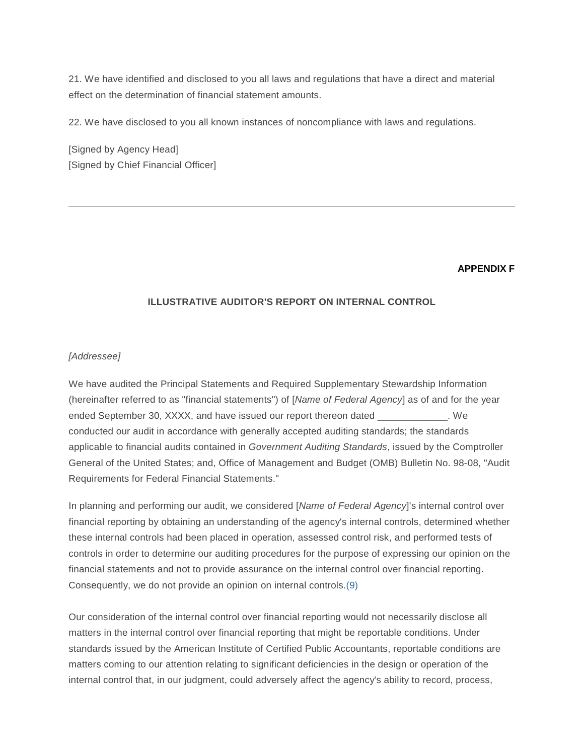21. We have identified and disclosed to you all laws and regulations that have a direct and material effect on the determination of financial statement amounts.

22. We have disclosed to you all known instances of noncompliance with laws and regulations.

[Signed by Agency Head]
[Signed by Chief Financial Officer]

---

**APPENDIX F**

## ILLUSTRATIVE AUDITOR'S REPORT ON INTERNAL CONTROL

*[Addressee]*

We have audited the Principal Statements and Required Supplementary Stewardship Information (hereinafter referred to as "financial statements") of [*Name of Federal Agency*] as of and for the year ended September 30, XXXX, and have issued our report thereon dated _____________. We conducted our audit in accordance with generally accepted auditing standards; the standards applicable to financial audits contained in *Government Auditing Standards*, issued by the Comptroller General of the United States; and, Office of Management and Budget (OMB) Bulletin No. 98-08, "Audit Requirements for Federal Financial Statements."

In planning and performing our audit, we considered [*Name of Federal Agency*]'s internal control over financial reporting by obtaining an understanding of the agency's internal controls, determined whether these internal controls had been placed in operation, assessed control risk, and performed tests of controls in order to determine our auditing procedures for the purpose of expressing our opinion on the financial statements and not to provide assurance on the internal control over financial reporting. Consequently, we do not provide an opinion on internal controls.(9)

Our consideration of the internal control over financial reporting would not necessarily disclose all matters in the internal control over financial reporting that might be reportable conditions. Under standards issued by the American Institute of Certified Public Accountants, reportable conditions are matters coming to our attention relating to significant deficiencies in the design or operation of the internal control that, in our judgment, could adversely affect the agency's ability to record, process,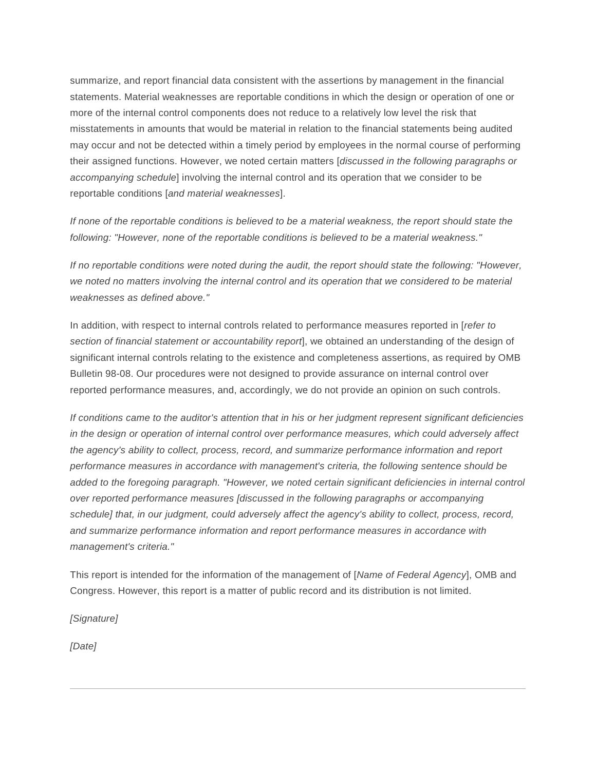summarize, and report financial data consistent with the assertions by management in the financial statements. Material weaknesses are reportable conditions in which the design or operation of one or more of the internal control components does not reduce to a relatively low level the risk that misstatements in amounts that would be material in relation to the financial statements being audited may occur and not be detected within a timely period by employees in the normal course of performing their assigned functions. However, we noted certain matters [*discussed in the following paragraphs or accompanying schedule*] involving the internal control and its operation that we consider to be reportable conditions [*and material weaknesses*].

*If none of the reportable conditions is believed to be a material weakness, the report should state the following: "However, none of the reportable conditions is believed to be a material weakness."*

*If no reportable conditions were noted during the audit, the report should state the following: "However, we noted no matters involving the internal control and its operation that we considered to be material weaknesses as defined above."*

In addition, with respect to internal controls related to performance measures reported in [*refer to section of financial statement or accountability report*], we obtained an understanding of the design of significant internal controls relating to the existence and completeness assertions, as required by OMB Bulletin 98-08. Our procedures were not designed to provide assurance on internal control over reported performance measures, and, accordingly, we do not provide an opinion on such controls.

*If conditions came to the auditor's attention that in his or her judgment represent significant deficiencies in the design or operation of internal control over performance measures, which could adversely affect the agency's ability to collect, process, record, and summarize performance information and report performance measures in accordance with management's criteria, the following sentence should be added to the foregoing paragraph. "However, we noted certain significant deficiencies in internal control over reported performance measures [discussed in the following paragraphs or accompanying schedule] that, in our judgment, could adversely affect the agency's ability to collect, process, record, and summarize performance information and report performance measures in accordance with management's criteria."*

This report is intended for the information of the management of [*Name of Federal Agency*], OMB and Congress. However, this report is a matter of public record and its distribution is not limited.

*[Signature]*

*[Date]*

---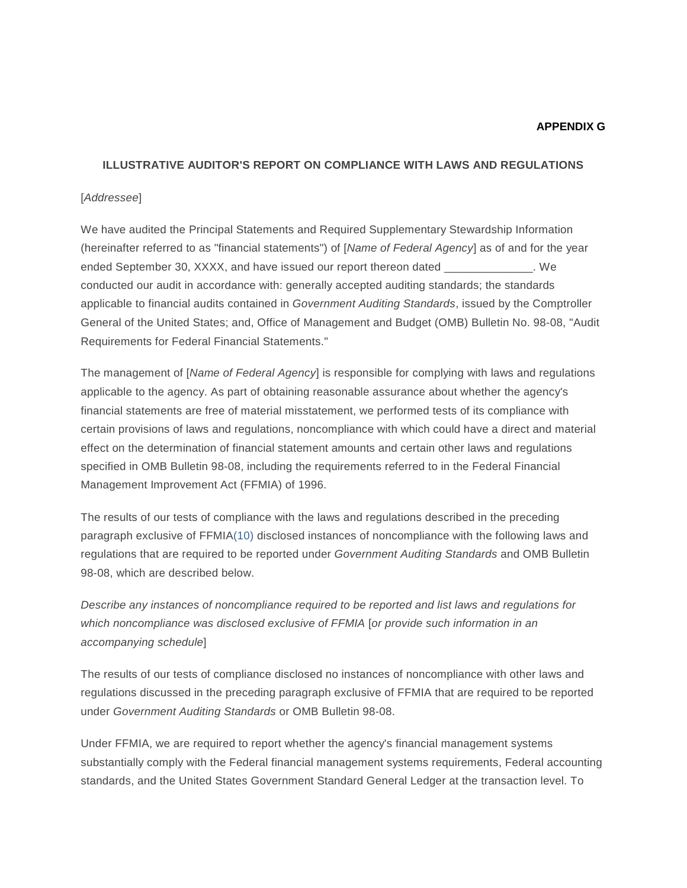**APPENDIX G**

**ILLUSTRATIVE AUDITOR'S REPORT ON COMPLIANCE WITH LAWS AND REGULATIONS**

[*Addressee*]

We have audited the Principal Statements and Required Supplementary Stewardship Information (hereinafter referred to as "financial statements") of [*Name of Federal Agency*] as of and for the year ended September 30, XXXX, and have issued our report thereon dated ______________. We conducted our audit in accordance with: generally accepted auditing standards; the standards applicable to financial audits contained in *Government Auditing Standards*, issued by the Comptroller General of the United States; and, Office of Management and Budget (OMB) Bulletin No. 98-08, "Audit Requirements for Federal Financial Statements."

The management of [*Name of Federal Agency*] is responsible for complying with laws and regulations applicable to the agency. As part of obtaining reasonable assurance about whether the agency's financial statements are free of material misstatement, we performed tests of its compliance with certain provisions of laws and regulations, noncompliance with which could have a direct and material effect on the determination of financial statement amounts and certain other laws and regulations specified in OMB Bulletin 98-08, including the requirements referred to in the Federal Financial Management Improvement Act (FFMIA) of 1996.

The results of our tests of compliance with the laws and regulations described in the preceding paragraph exclusive of FFMIA(10) disclosed instances of noncompliance with the following laws and regulations that are required to be reported under *Government Auditing Standards* and OMB Bulletin 98-08, which are described below.

*Describe any instances of noncompliance required to be reported and list laws and regulations for which noncompliance was disclosed exclusive of FFMIA* [*or provide such information in an accompanying schedule*]

The results of our tests of compliance disclosed no instances of noncompliance with other laws and regulations discussed in the preceding paragraph exclusive of FFMIA that are required to be reported under *Government Auditing Standards* or OMB Bulletin 98-08.

Under FFMIA, we are required to report whether the agency's financial management systems substantially comply with the Federal financial management systems requirements, Federal accounting standards, and the United States Government Standard General Ledger at the transaction level. To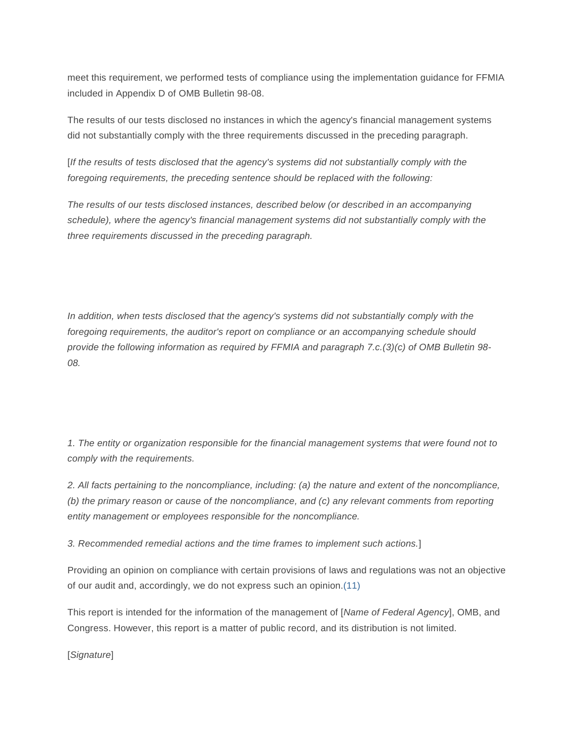meet this requirement, we performed tests of compliance using the implementation guidance for FFMIA included in Appendix D of OMB Bulletin 98-08.

The results of our tests disclosed no instances in which the agency's financial management systems did not substantially comply with the three requirements discussed in the preceding paragraph.

[*If the results of tests disclosed that the agency's systems did not substantially comply with the foregoing requirements, the preceding sentence should be replaced with the following:*

*The results of our tests disclosed instances, described below (or described in an accompanying schedule), where the agency's financial management systems did not substantially comply with the three requirements discussed in the preceding paragraph.*

*In addition, when tests disclosed that the agency's systems did not substantially comply with the foregoing requirements, the auditor's report on compliance or an accompanying schedule should provide the following information as required by FFMIA and paragraph 7.c.(3)(c) of OMB Bulletin 98-08.*

*1. The entity or organization responsible for the financial management systems that were found not to comply with the requirements.*

*2. All facts pertaining to the noncompliance, including: (a) the nature and extent of the noncompliance, (b) the primary reason or cause of the noncompliance, and (c) any relevant comments from reporting entity management or employees responsible for the noncompliance.*

*3. Recommended remedial actions and the time frames to implement such actions.*]

Providing an opinion on compliance with certain provisions of laws and regulations was not an objective of our audit and, accordingly, we do not express such an opinion.(11)

This report is intended for the information of the management of [*Name of Federal Agency*], OMB, and Congress. However, this report is a matter of public record, and its distribution is not limited.

[*Signature*]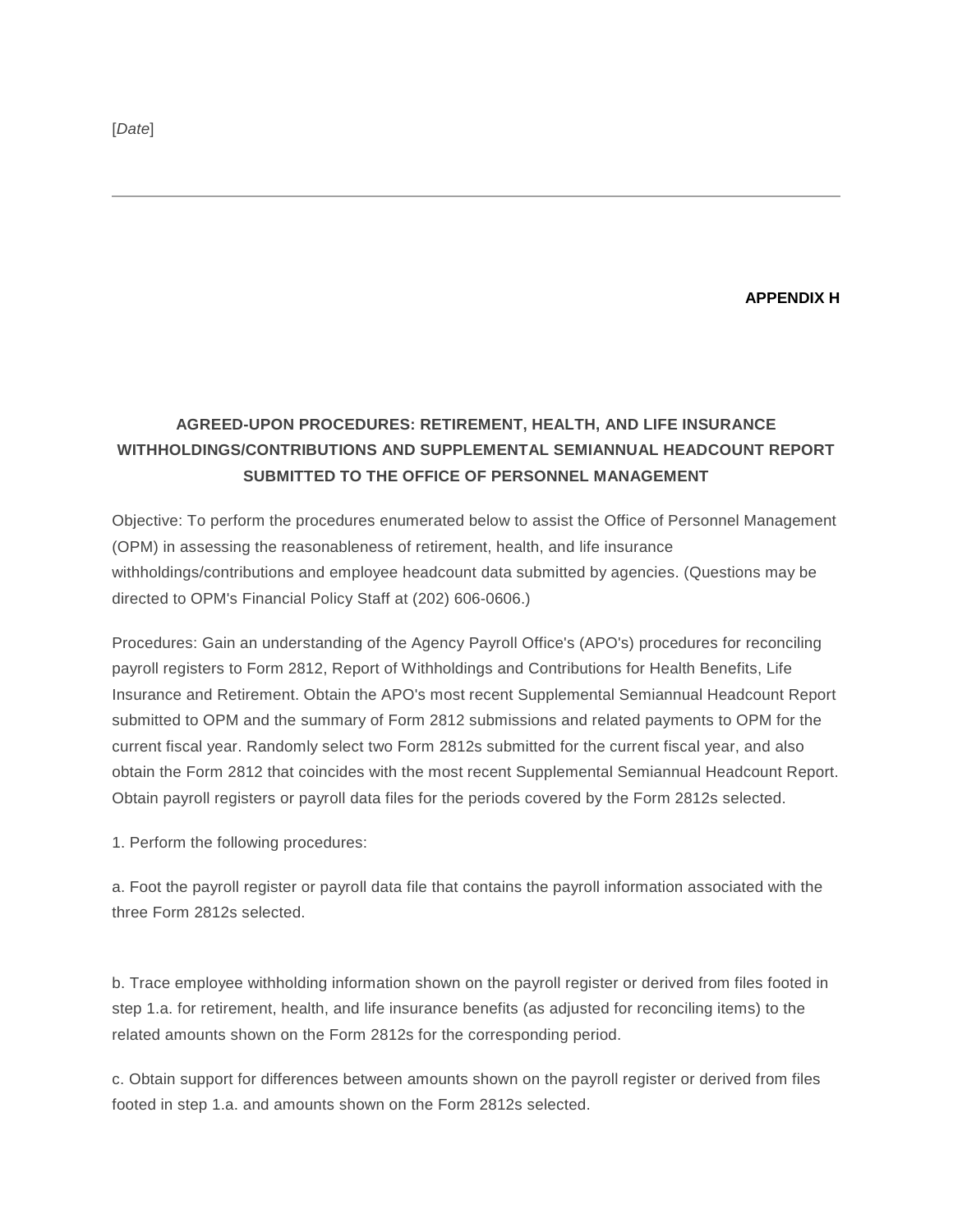[*Date*]

---

**APPENDIX H**

## AGREED-UPON PROCEDURES: RETIREMENT, HEALTH, AND LIFE INSURANCE WITHHOLDINGS/CONTRIBUTIONS AND SUPPLEMENTAL SEMIANNUAL HEADCOUNT REPORT SUBMITTED TO THE OFFICE OF PERSONNEL MANAGEMENT

Objective: To perform the procedures enumerated below to assist the Office of Personnel Management (OPM) in assessing the reasonableness of retirement, health, and life insurance withholdings/contributions and employee headcount data submitted by agencies. (Questions may be directed to OPM's Financial Policy Staff at (202) 606-0606.)

Procedures: Gain an understanding of the Agency Payroll Office's (APO's) procedures for reconciling payroll registers to Form 2812, Report of Withholdings and Contributions for Health Benefits, Life Insurance and Retirement. Obtain the APO's most recent Supplemental Semiannual Headcount Report submitted to OPM and the summary of Form 2812 submissions and related payments to OPM for the current fiscal year. Randomly select two Form 2812s submitted for the current fiscal year, and also obtain the Form 2812 that coincides with the most recent Supplemental Semiannual Headcount Report. Obtain payroll registers or payroll data files for the periods covered by the Form 2812s selected.

1. Perform the following procedures:

a. Foot the payroll register or payroll data file that contains the payroll information associated with the three Form 2812s selected.

b. Trace employee withholding information shown on the payroll register or derived from files footed in step 1.a. for retirement, health, and life insurance benefits (as adjusted for reconciling items) to the related amounts shown on the Form 2812s for the corresponding period.

c. Obtain support for differences between amounts shown on the payroll register or derived from files footed in step 1.a. and amounts shown on the Form 2812s selected.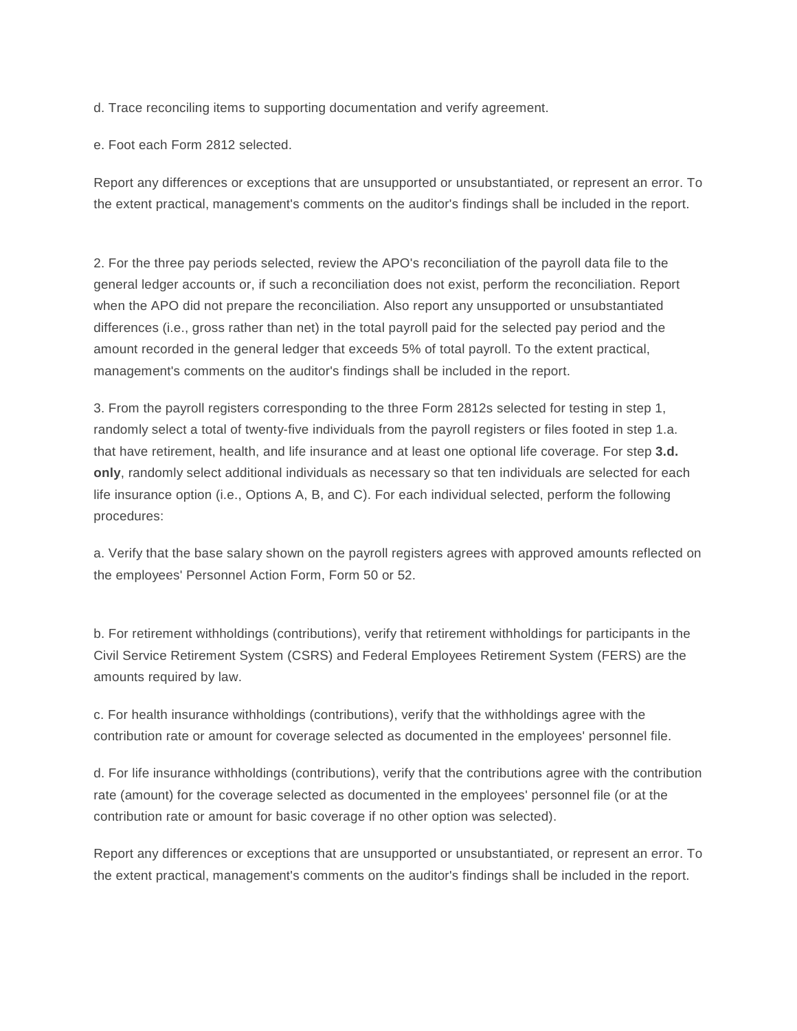d. Trace reconciling items to supporting documentation and verify agreement.

e. Foot each Form 2812 selected.

Report any differences or exceptions that are unsupported or unsubstantiated, or represent an error. To the extent practical, management's comments on the auditor's findings shall be included in the report.

2. For the three pay periods selected, review the APO's reconciliation of the payroll data file to the general ledger accounts or, if such a reconciliation does not exist, perform the reconciliation. Report when the APO did not prepare the reconciliation. Also report any unsupported or unsubstantiated differences (i.e., gross rather than net) in the total payroll paid for the selected pay period and the amount recorded in the general ledger that exceeds 5% of total payroll. To the extent practical, management's comments on the auditor's findings shall be included in the report.

3. From the payroll registers corresponding to the three Form 2812s selected for testing in step 1, randomly select a total of twenty-five individuals from the payroll registers or files footed in step 1.a. that have retirement, health, and life insurance and at least one optional life coverage. For step **3.d. only**, randomly select additional individuals as necessary so that ten individuals are selected for each life insurance option (i.e., Options A, B, and C). For each individual selected, perform the following procedures:

a. Verify that the base salary shown on the payroll registers agrees with approved amounts reflected on the employees' Personnel Action Form, Form 50 or 52.

b. For retirement withholdings (contributions), verify that retirement withholdings for participants in the Civil Service Retirement System (CSRS) and Federal Employees Retirement System (FERS) are the amounts required by law.

c. For health insurance withholdings (contributions), verify that the withholdings agree with the contribution rate or amount for coverage selected as documented in the employees' personnel file.

d. For life insurance withholdings (contributions), verify that the contributions agree with the contribution rate (amount) for the coverage selected as documented in the employees' personnel file (or at the contribution rate or amount for basic coverage if no other option was selected).

Report any differences or exceptions that are unsupported or unsubstantiated, or represent an error. To the extent practical, management's comments on the auditor's findings shall be included in the report.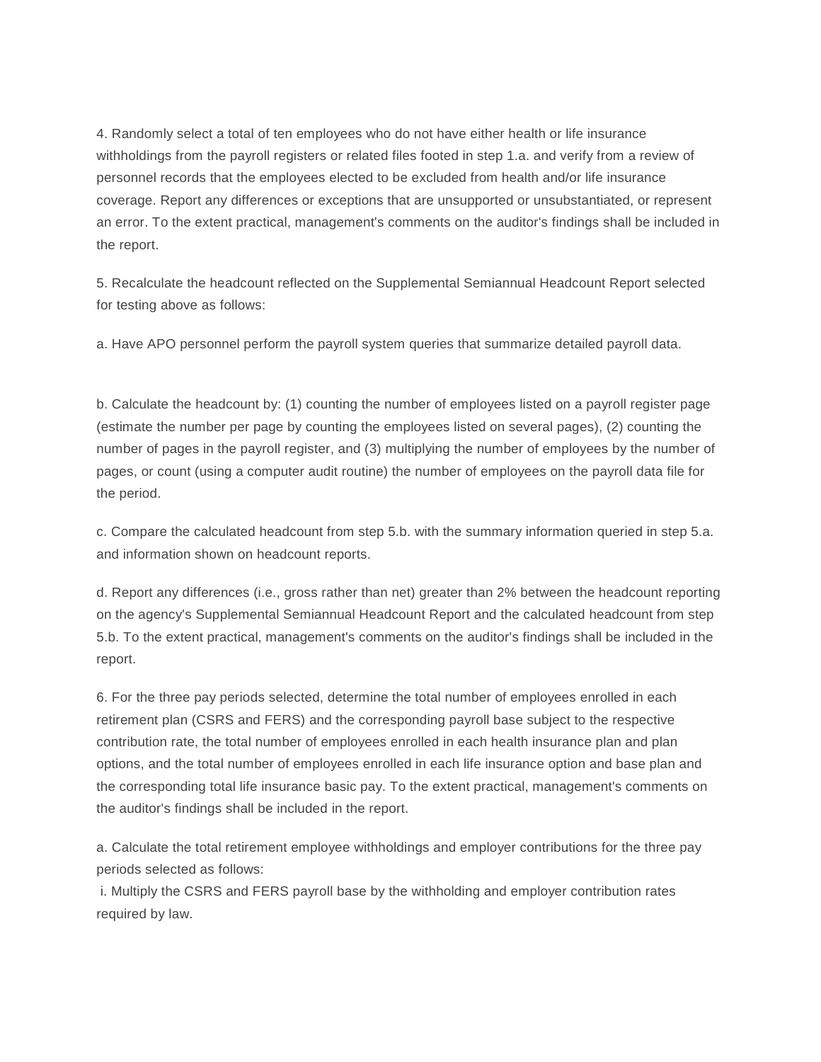4. Randomly select a total of ten employees who do not have either health or life insurance withholdings from the payroll registers or related files footed in step 1.a. and verify from a review of personnel records that the employees elected to be excluded from health and/or life insurance coverage. Report any differences or exceptions that are unsupported or unsubstantiated, or represent an error. To the extent practical, management's comments on the auditor's findings shall be included in the report.

5. Recalculate the headcount reflected on the Supplemental Semiannual Headcount Report selected for testing above as follows:

a. Have APO personnel perform the payroll system queries that summarize detailed payroll data.

b. Calculate the headcount by: (1) counting the number of employees listed on a payroll register page (estimate the number per page by counting the employees listed on several pages), (2) counting the number of pages in the payroll register, and (3) multiplying the number of employees by the number of pages, or count (using a computer audit routine) the number of employees on the payroll data file for the period.

c. Compare the calculated headcount from step 5.b. with the summary information queried in step 5.a. and information shown on headcount reports.

d. Report any differences (i.e., gross rather than net) greater than 2% between the headcount reporting on the agency's Supplemental Semiannual Headcount Report and the calculated headcount from step 5.b. To the extent practical, management's comments on the auditor's findings shall be included in the report.

6. For the three pay periods selected, determine the total number of employees enrolled in each retirement plan (CSRS and FERS) and the corresponding payroll base subject to the respective contribution rate, the total number of employees enrolled in each health insurance plan and plan options, and the total number of employees enrolled in each life insurance option and base plan and the corresponding total life insurance basic pay. To the extent practical, management's comments on the auditor's findings shall be included in the report.

a. Calculate the total retirement employee withholdings and employer contributions for the three pay periods selected as follows:
 i. Multiply the CSRS and FERS payroll base by the withholding and employer contribution rates required by law.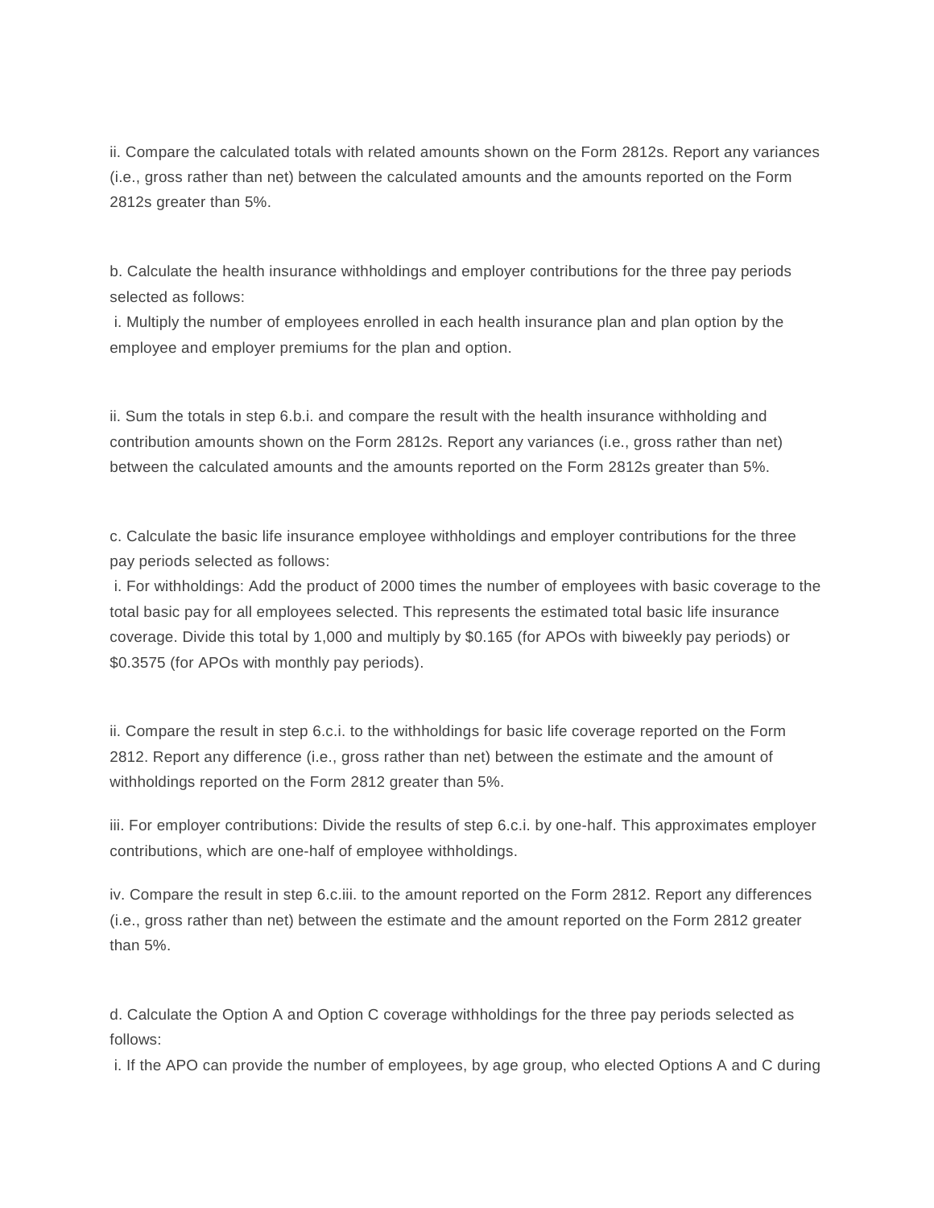ii. Compare the calculated totals with related amounts shown on the Form 2812s. Report any variances (i.e., gross rather than net) between the calculated amounts and the amounts reported on the Form 2812s greater than 5%.

b. Calculate the health insurance withholdings and employer contributions for the three pay periods selected as follows:

i. Multiply the number of employees enrolled in each health insurance plan and plan option by the employee and employer premiums for the plan and option.

ii. Sum the totals in step 6.b.i. and compare the result with the health insurance withholding and contribution amounts shown on the Form 2812s. Report any variances (i.e., gross rather than net) between the calculated amounts and the amounts reported on the Form 2812s greater than 5%.

c. Calculate the basic life insurance employee withholdings and employer contributions for the three pay periods selected as follows:

i. For withholdings: Add the product of 2000 times the number of employees with basic coverage to the total basic pay for all employees selected. This represents the estimated total basic life insurance coverage. Divide this total by 1,000 and multiply by $0.165 (for APOs with biweekly pay periods) or $0.3575 (for APOs with monthly pay periods).

ii. Compare the result in step 6.c.i. to the withholdings for basic life coverage reported on the Form 2812. Report any difference (i.e., gross rather than net) between the estimate and the amount of withholdings reported on the Form 2812 greater than 5%.

iii. For employer contributions: Divide the results of step 6.c.i. by one-half. This approximates employer contributions, which are one-half of employee withholdings.

iv. Compare the result in step 6.c.iii. to the amount reported on the Form 2812. Report any differences (i.e., gross rather than net) between the estimate and the amount reported on the Form 2812 greater than 5%.

d. Calculate the Option A and Option C coverage withholdings for the three pay periods selected as follows:

i. If the APO can provide the number of employees, by age group, who elected Options A and C during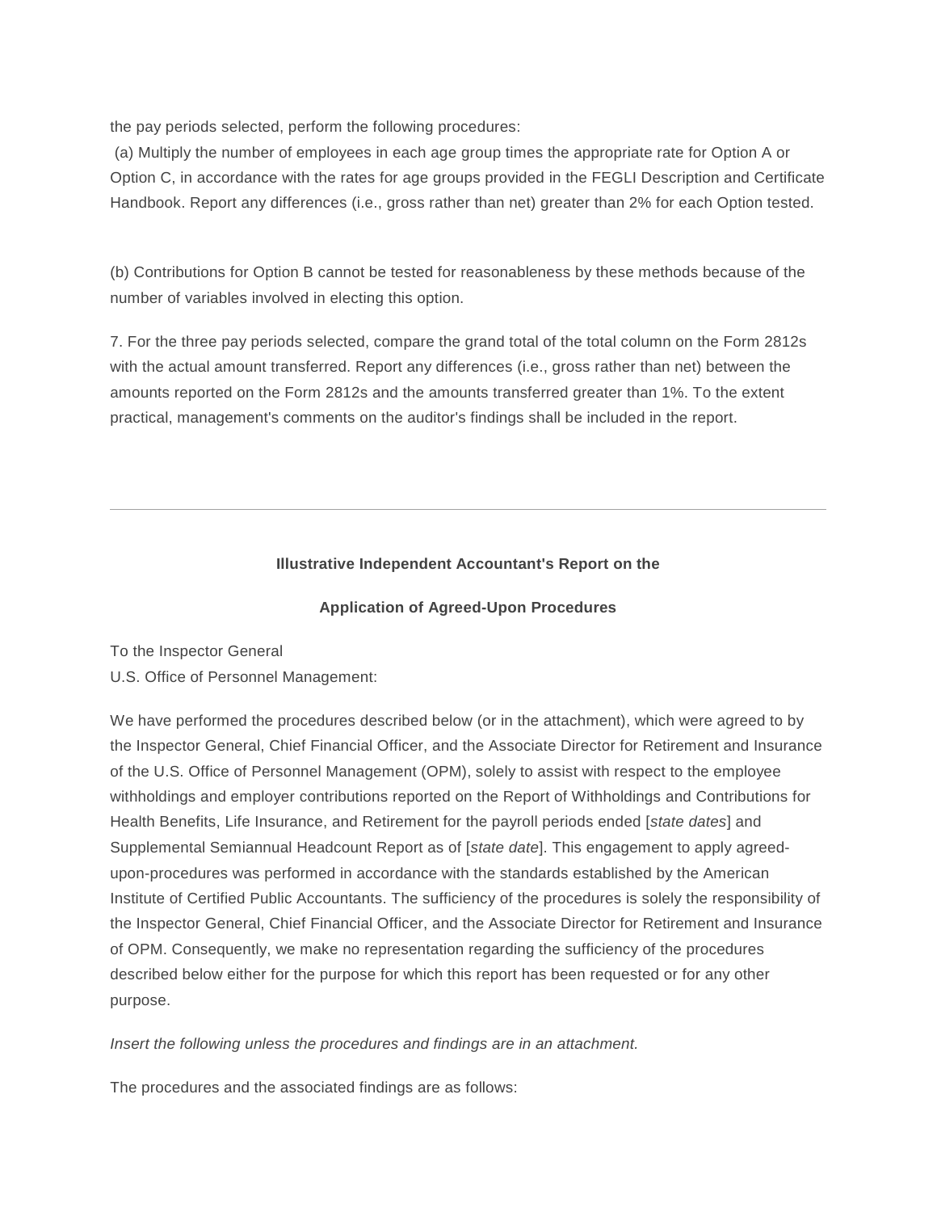the pay periods selected, perform the following procedures:

(a) Multiply the number of employees in each age group times the appropriate rate for Option A or Option C, in accordance with the rates for age groups provided in the FEGLI Description and Certificate Handbook. Report any differences (i.e., gross rather than net) greater than 2% for each Option tested.

(b) Contributions for Option B cannot be tested for reasonableness by these methods because of the number of variables involved in electing this option.

7. For the three pay periods selected, compare the grand total of the total column on the Form 2812s with the actual amount transferred. Report any differences (i.e., gross rather than net) between the amounts reported on the Form 2812s and the amounts transferred greater than 1%. To the extent practical, management's comments on the auditor's findings shall be included in the report.

---

**Illustrative Independent Accountant's Report on the**

**Application of Agreed-Upon Procedures**

To the Inspector General
U.S. Office of Personnel Management:

We have performed the procedures described below (or in the attachment), which were agreed to by the Inspector General, Chief Financial Officer, and the Associate Director for Retirement and Insurance of the U.S. Office of Personnel Management (OPM), solely to assist with respect to the employee withholdings and employer contributions reported on the Report of Withholdings and Contributions for Health Benefits, Life Insurance, and Retirement for the payroll periods ended [*state dates*] and Supplemental Semiannual Headcount Report as of [*state date*]. This engagement to apply agreed-upon-procedures was performed in accordance with the standards established by the American Institute of Certified Public Accountants. The sufficiency of the procedures is solely the responsibility of the Inspector General, Chief Financial Officer, and the Associate Director for Retirement and Insurance of OPM. Consequently, we make no representation regarding the sufficiency of the procedures described below either for the purpose for which this report has been requested or for any other purpose.

*Insert the following unless the procedures and findings are in an attachment.*

The procedures and the associated findings are as follows: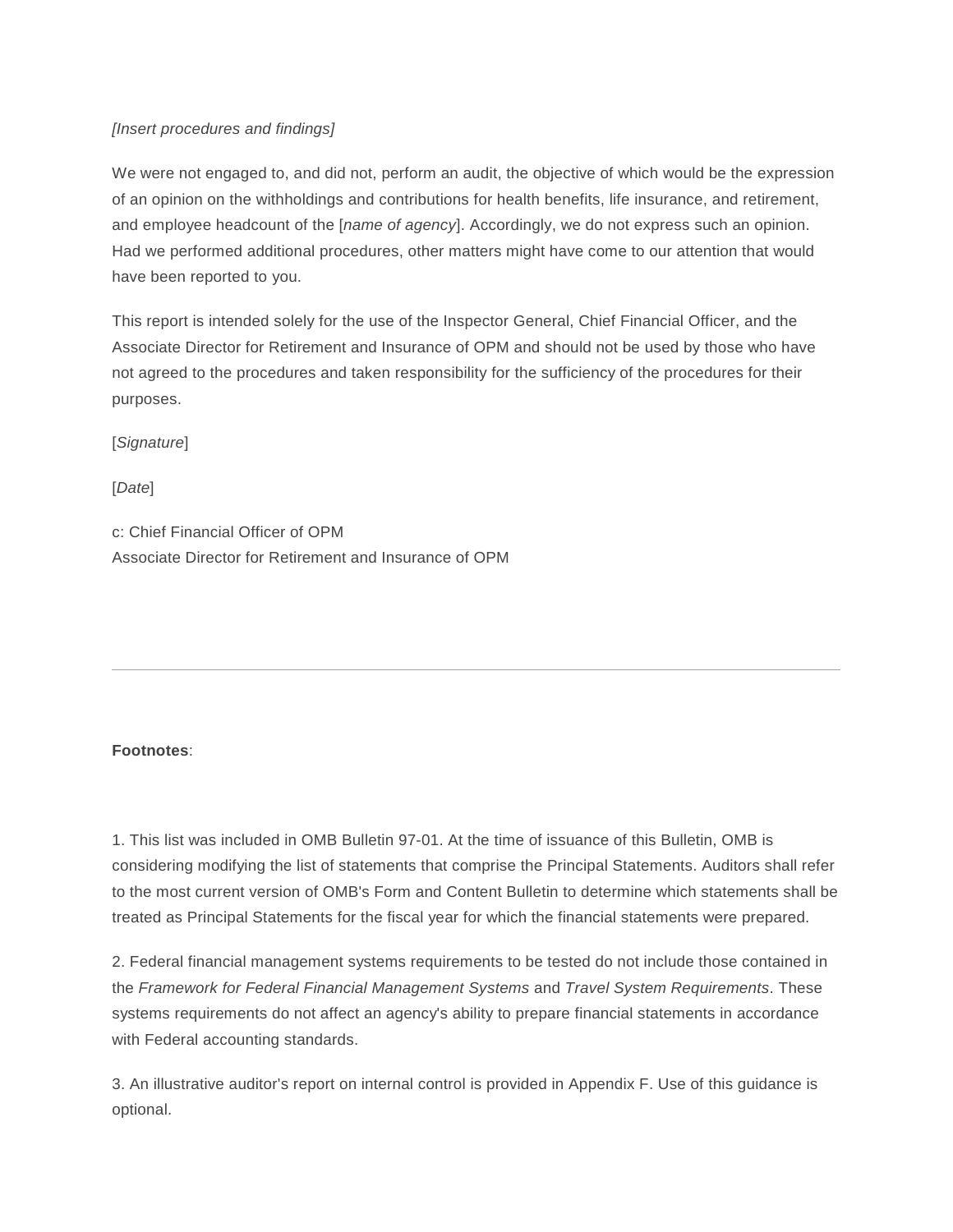*[Insert procedures and findings]*

We were not engaged to, and did not, perform an audit, the objective of which would be the expression of an opinion on the withholdings and contributions for health benefits, life insurance, and retirement, and employee headcount of the [*name of agency*]. Accordingly, we do not express such an opinion. Had we performed additional procedures, other matters might have come to our attention that would have been reported to you.

This report is intended solely for the use of the Inspector General, Chief Financial Officer, and the Associate Director for Retirement and Insurance of OPM and should not be used by those who have not agreed to the procedures and taken responsibility for the sufficiency of the procedures for their purposes.

[*Signature*]

[*Date*]

c: Chief Financial Officer of OPM
Associate Director for Retirement and Insurance of OPM

---

**Footnotes**:

1. This list was included in OMB Bulletin 97-01. At the time of issuance of this Bulletin, OMB is considering modifying the list of statements that comprise the Principal Statements. Auditors shall refer to the most current version of OMB's Form and Content Bulletin to determine which statements shall be treated as Principal Statements for the fiscal year for which the financial statements were prepared.

2. Federal financial management systems requirements to be tested do not include those contained in the *Framework for Federal Financial Management Systems* and *Travel System Requirements*. These systems requirements do not affect an agency's ability to prepare financial statements in accordance with Federal accounting standards.

3. An illustrative auditor's report on internal control is provided in Appendix F. Use of this guidance is optional.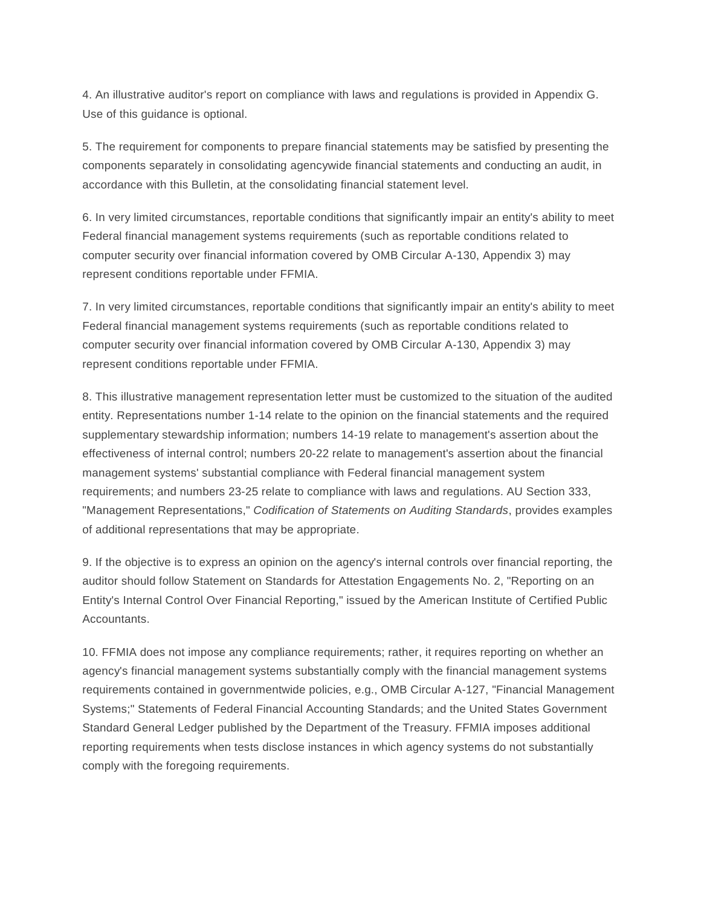4. An illustrative auditor's report on compliance with laws and regulations is provided in Appendix G. Use of this guidance is optional.

5. The requirement for components to prepare financial statements may be satisfied by presenting the components separately in consolidating agencywide financial statements and conducting an audit, in accordance with this Bulletin, at the consolidating financial statement level.

6. In very limited circumstances, reportable conditions that significantly impair an entity's ability to meet Federal financial management systems requirements (such as reportable conditions related to computer security over financial information covered by OMB Circular A-130, Appendix 3) may represent conditions reportable under FFMIA.

7. In very limited circumstances, reportable conditions that significantly impair an entity's ability to meet Federal financial management systems requirements (such as reportable conditions related to computer security over financial information covered by OMB Circular A-130, Appendix 3) may represent conditions reportable under FFMIA.

8. This illustrative management representation letter must be customized to the situation of the audited entity. Representations number 1-14 relate to the opinion on the financial statements and the required supplementary stewardship information; numbers 14-19 relate to management's assertion about the effectiveness of internal control; numbers 20-22 relate to management's assertion about the financial management systems' substantial compliance with Federal financial management system requirements; and numbers 23-25 relate to compliance with laws and regulations. AU Section 333, "Management Representations," *Codification of Statements on Auditing Standards*, provides examples of additional representations that may be appropriate.

9. If the objective is to express an opinion on the agency's internal controls over financial reporting, the auditor should follow Statement on Standards for Attestation Engagements No. 2, "Reporting on an Entity's Internal Control Over Financial Reporting," issued by the American Institute of Certified Public Accountants.

10. FFMIA does not impose any compliance requirements; rather, it requires reporting on whether an agency's financial management systems substantially comply with the financial management systems requirements contained in governmentwide policies, e.g., OMB Circular A-127, "Financial Management Systems;" Statements of Federal Financial Accounting Standards; and the United States Government Standard General Ledger published by the Department of the Treasury. FFMIA imposes additional reporting requirements when tests disclose instances in which agency systems do not substantially comply with the foregoing requirements.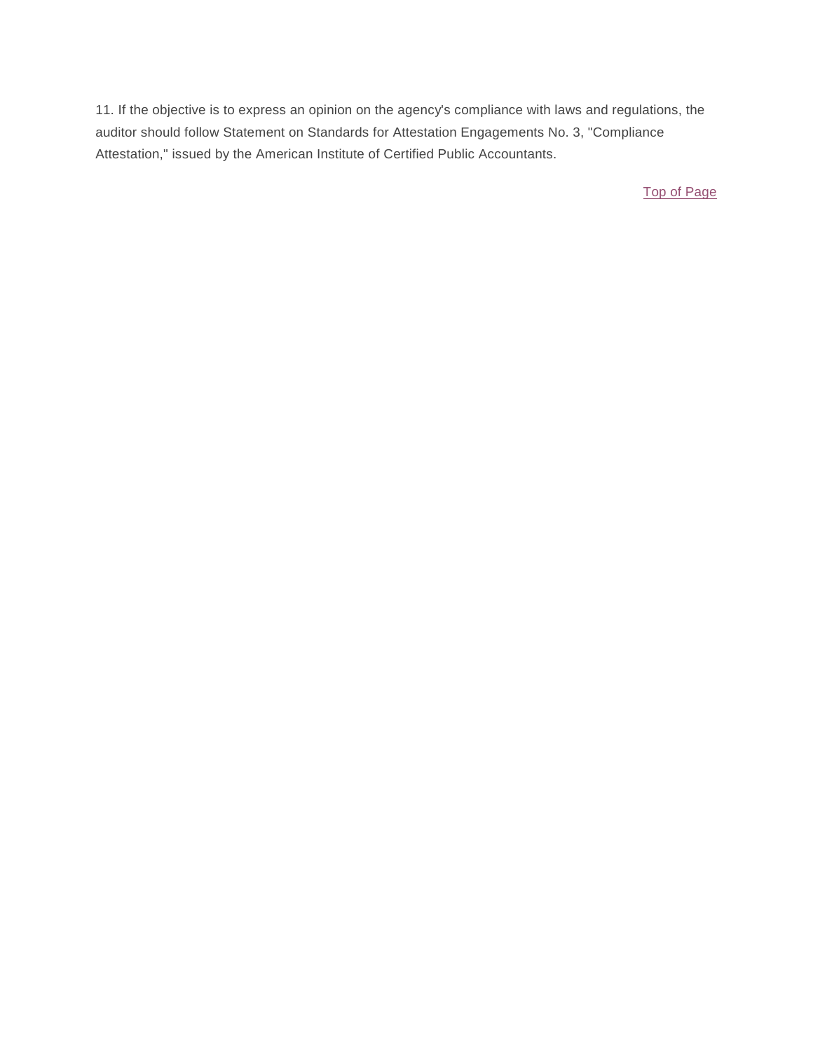11. If the objective is to express an opinion on the agency's compliance with laws and regulations, the auditor should follow Statement on Standards for Attestation Engagements No. 3, "Compliance Attestation," issued by the American Institute of Certified Public Accountants.

Top of Page